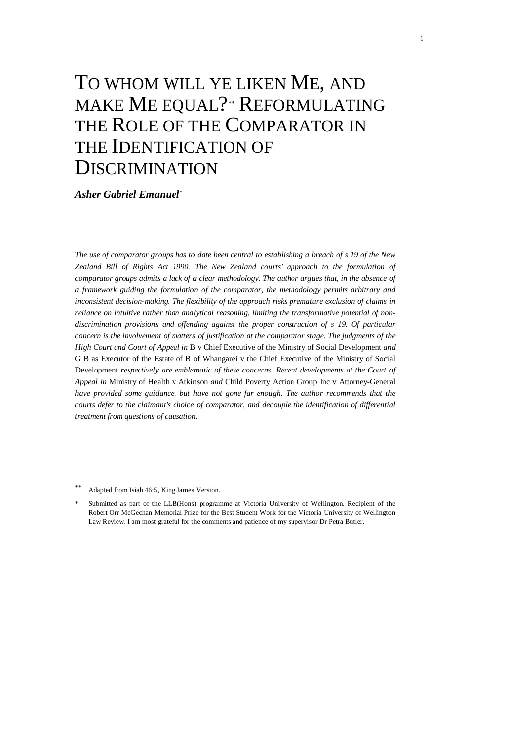# TO WHOM WILL YE LIKEN ME, AND MAKE ME EQUAL?[**] REFORMULATING THE ROLE OF THE COMPARATOR IN THE IDENTIFICATION OF DISCRIMINATION

***Asher Gabriel Emanuel***[*]

---

*The use of comparator groups has to date been central to establishing a breach of s 19 of the New Zealand Bill of Rights Act 1990. The New Zealand courts' approach to the formulation of comparator groups admits a lack of a clear methodology. The author argues that, in the absence of a framework guiding the formulation of the comparator, the methodology permits arbitrary and inconsistent decision-making. The flexibility of the approach risks premature exclusion of claims in reliance on intuitive rather than analytical reasoning, limiting the transformative potential of non-discrimination provisions and offending against the proper construction of s 19. Of particular concern is the involvement of matters of justification at the comparator stage. The judgments of the High Court and Court of Appeal in* B v Chief Executive of the Ministry of Social Development *and* G B as Executor of the Estate of B of Whangarei v the Chief Executive of the Ministry of Social Development *respectively are emblematic of these concerns. Recent developments at the Court of Appeal in* Ministry of Health v Atkinson *and* Child Poverty Action Group Inc v Attorney-General *have provided some guidance, but have not gone far enough. The author recommends that the courts defer to the claimant's choice of comparator, and decouple the identification of differential treatment from questions of causation.*

---

[**] Adapted from Isiah 46:5, King James Version.

[*] Submitted as part of the LLB(Hons) programme at Victoria University of Wellington. Recipient of the Robert Orr McGechan Memorial Prize for the Best Student Work for the Victoria University of Wellington Law Review. I am most grateful for the comments and patience of my supervisor Dr Petra Butler.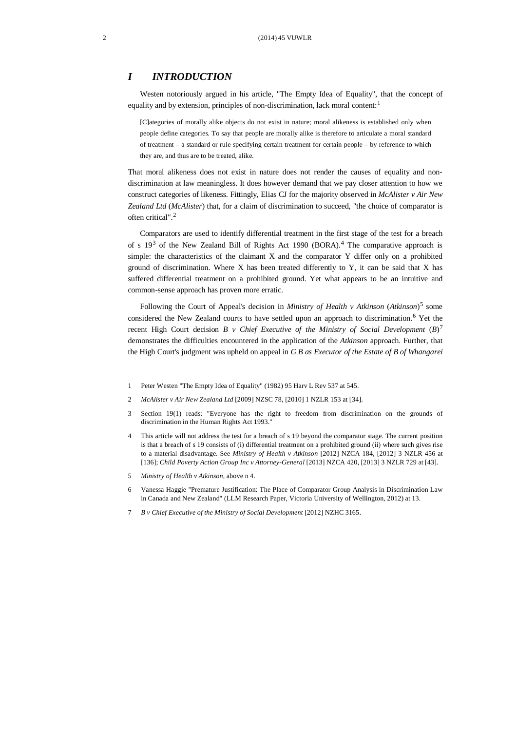# *I INTRODUCTION*

Westen notoriously argued in his article, "The Empty Idea of Equality", that the concept of equality and by extension, principles of non-discrimination, lack moral content:[1]

> [C]ategories of morally alike objects do not exist in nature; moral alikeness is established only when people define categories. To say that people are morally alike is therefore to articulate a moral standard of treatment – a standard or rule specifying certain treatment for certain people – by reference to which they are, and thus are to be treated, alike.

That moral alikeness does not exist in nature does not render the causes of equality and non-discrimination at law meaningless. It does however demand that we pay closer attention to how we construct categories of likeness. Fittingly, Elias CJ for the majority observed in *McAlister v Air New Zealand Ltd* (*McAlister*) that, for a claim of discrimination to succeed, "the choice of comparator is often critical".[2]

Comparators are used to identify differential treatment in the first stage of the test for a breach of s 19[3] of the New Zealand Bill of Rights Act 1990 (BORA).[4] The comparative approach is simple: the characteristics of the claimant X and the comparator Y differ only on a prohibited ground of discrimination. Where X has been treated differently to Y, it can be said that X has suffered differential treatment on a prohibited ground. Yet what appears to be an intuitive and common-sense approach has proven more erratic.

Following the Court of Appeal's decision in *Ministry of Health v Atkinson* (*Atkinson*)[5] some considered the New Zealand courts to have settled upon an approach to discrimination.[6] Yet the recent High Court decision *B v Chief Executive of the Ministry of Social Development* (*B*)[7] demonstrates the difficulties encountered in the application of the *Atkinson* approach. Further, that the High Court's judgment was upheld on appeal in *G B as Executor of the Estate of B of Whangarei*

---

1 Peter Westen "The Empty Idea of Equality" (1982) 95 Harv L Rev 537 at 545.

2 *McAlister v Air New Zealand Ltd* [2009] NZSC 78, [2010] 1 NZLR 153 at [34].

3 Section 19(1) reads: "Everyone has the right to freedom from discrimination on the grounds of discrimination in the Human Rights Act 1993."

4 This article will not address the test for a breach of s 19 beyond the comparator stage. The current position is that a breach of s 19 consists of (i) differential treatment on a prohibited ground (ii) where such gives rise to a material disadvantage. See *Ministry of Health v Atkinson* [2012] NZCA 184, [2012] 3 NZLR 456 at [136]; *Child Poverty Action Group Inc v Attorney-General* [2013] NZCA 420, [2013] 3 NZLR 729 at [43].

5 *Ministry of Health v Atkinson*, above n 4.

6 Vanessa Haggie "Premature Justification: The Place of Comparator Group Analysis in Discrimination Law in Canada and New Zealand" (LLM Research Paper, Victoria University of Wellington, 2012) at 13.

7 *B v Chief Executive of the Ministry of Social Development* [2012] NZHC 3165.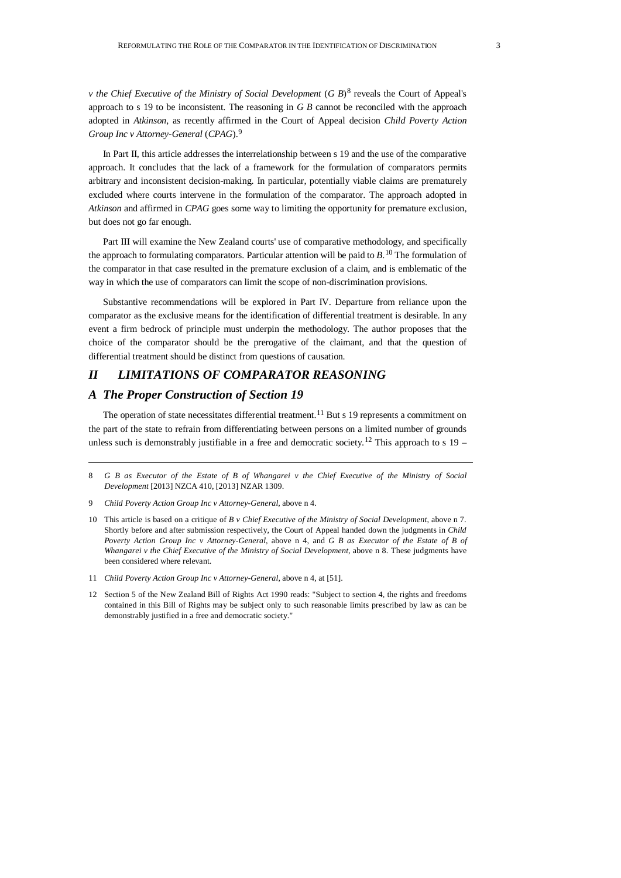*v the Chief Executive of the Ministry of Social Development* (*G B*)[8] reveals the Court of Appeal's approach to s 19 to be inconsistent. The reasoning in *G B* cannot be reconciled with the approach adopted in *Atkinson*, as recently affirmed in the Court of Appeal decision *Child Poverty Action Group Inc v Attorney-General* (*CPAG*).[9]

In Part II, this article addresses the interrelationship between s 19 and the use of the comparative approach. It concludes that the lack of a framework for the formulation of comparators permits arbitrary and inconsistent decision-making. In particular, potentially viable claims are prematurely excluded where courts intervene in the formulation of the comparator. The approach adopted in *Atkinson* and affirmed in *CPAG* goes some way to limiting the opportunity for premature exclusion, but does not go far enough.

Part III will examine the New Zealand courts' use of comparative methodology, and specifically the approach to formulating comparators. Particular attention will be paid to *B*.[10] The formulation of the comparator in that case resulted in the premature exclusion of a claim, and is emblematic of the way in which the use of comparators can limit the scope of non-discrimination provisions.

Substantive recommendations will be explored in Part IV. Departure from reliance upon the comparator as the exclusive means for the identification of differential treatment is desirable. In any event a firm bedrock of principle must underpin the methodology. The author proposes that the choice of the comparator should be the prerogative of the claimant, and that the question of differential treatment should be distinct from questions of causation.

## *II LIMITATIONS OF COMPARATOR REASONING*

### *A The Proper Construction of Section 19*

The operation of state necessitates differential treatment.[11] But s 19 represents a commitment on the part of the state to refrain from differentiating between persons on a limited number of grounds unless such is demonstrably justifiable in a free and democratic society.[12] This approach to s 19 –

---

8 *G B as Executor of the Estate of B of Whangarei v the Chief Executive of the Ministry of Social Development* [2013] NZCA 410, [2013] NZAR 1309.

9 *Child Poverty Action Group Inc v Attorney-General*, above n 4.

10 This article is based on a critique of *B v Chief Executive of the Ministry of Social Development*, above n 7. Shortly before and after submission respectively, the Court of Appeal handed down the judgments in *Child Poverty Action Group Inc v Attorney-General*, above n 4, and *G B as Executor of the Estate of B of Whangarei v the Chief Executive of the Ministry of Social Development*, above n 8. These judgments have been considered where relevant.

11 *Child Poverty Action Group Inc v Attorney-General*, above n 4, at [51].

12 Section 5 of the New Zealand Bill of Rights Act 1990 reads: "Subject to section 4, the rights and freedoms contained in this Bill of Rights may be subject only to such reasonable limits prescribed by law as can be demonstrably justified in a free and democratic society."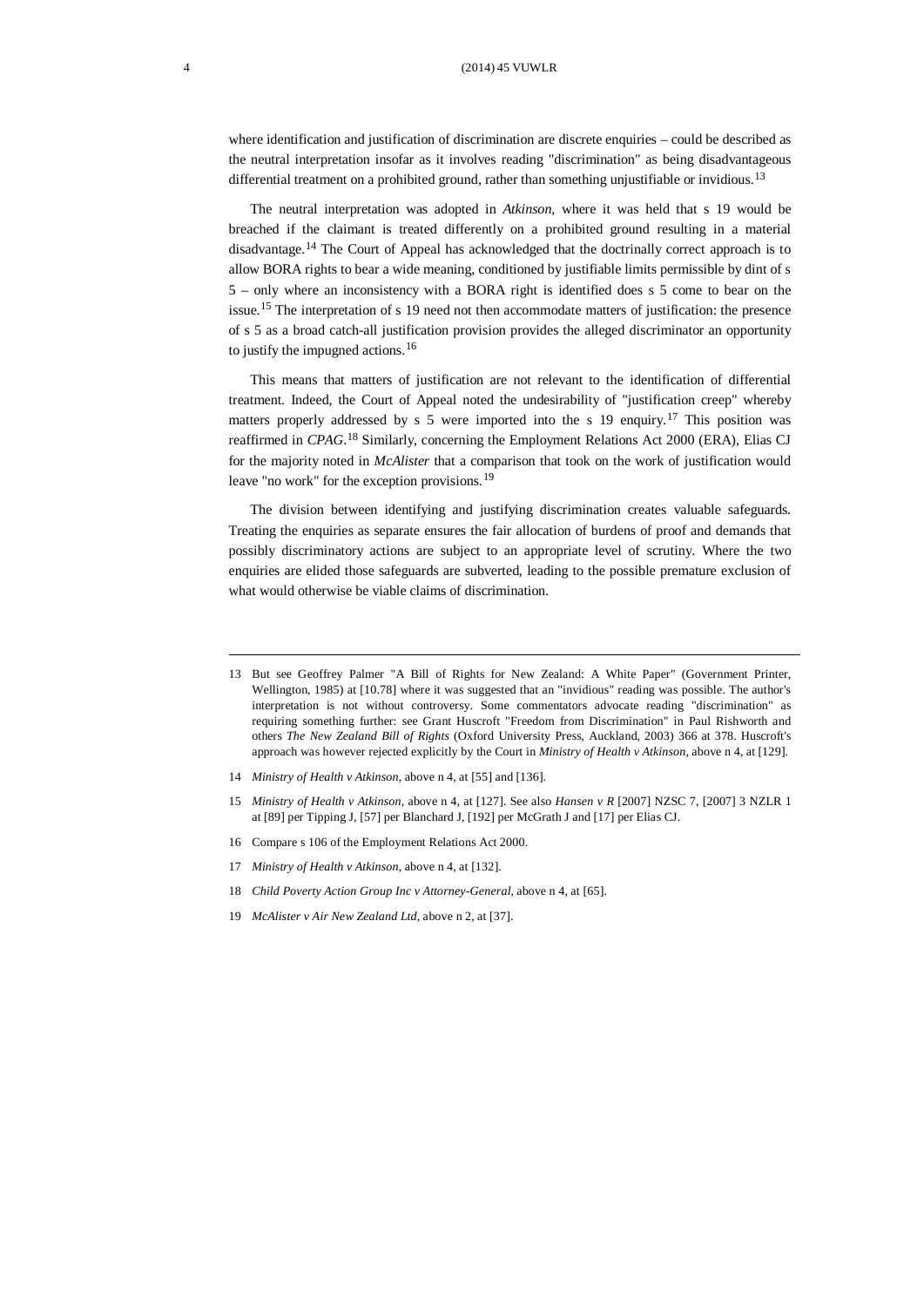where identification and justification of discrimination are discrete enquiries – could be described as the neutral interpretation insofar as it involves reading "discrimination" as being disadvantageous differential treatment on a prohibited ground, rather than something unjustifiable or invidious.[13]

The neutral interpretation was adopted in *Atkinson*, where it was held that s 19 would be breached if the claimant is treated differently on a prohibited ground resulting in a material disadvantage.[14] The Court of Appeal has acknowledged that the doctrinally correct approach is to allow BORA rights to bear a wide meaning, conditioned by justifiable limits permissible by dint of s 5 – only where an inconsistency with a BORA right is identified does s 5 come to bear on the issue.[15] The interpretation of s 19 need not then accommodate matters of justification: the presence of s 5 as a broad catch-all justification provision provides the alleged discriminator an opportunity to justify the impugned actions.[16]

This means that matters of justification are not relevant to the identification of differential treatment. Indeed, the Court of Appeal noted the undesirability of "justification creep" whereby matters properly addressed by s 5 were imported into the s 19 enquiry.[17] This position was reaffirmed in *CPAG*.[18] Similarly, concerning the Employment Relations Act 2000 (ERA), Elias CJ for the majority noted in *McAlister* that a comparison that took on the work of justification would leave "no work" for the exception provisions.[19]

The division between identifying and justifying discrimination creates valuable safeguards. Treating the enquiries as separate ensures the fair allocation of burdens of proof and demands that possibly discriminatory actions are subject to an appropriate level of scrutiny. Where the two enquiries are elided those safeguards are subverted, leading to the possible premature exclusion of what would otherwise be viable claims of discrimination.

---

13 But see Geoffrey Palmer "A Bill of Rights for New Zealand: A White Paper" (Government Printer, Wellington, 1985) at [10.78] where it was suggested that an "invidious" reading was possible. The author's interpretation is not without controversy. Some commentators advocate reading "discrimination" as requiring something further: see Grant Huscroft "Freedom from Discrimination" in Paul Rishworth and others *The New Zealand Bill of Rights* (Oxford University Press, Auckland, 2003) 366 at 378. Huscroft's approach was however rejected explicitly by the Court in *Ministry of Health v Atkinson*, above n 4, at [129].

14 *Ministry of Health v Atkinson*, above n 4, at [55] and [136].

15 *Ministry of Health v Atkinson*, above n 4, at [127]. See also *Hansen v R* [2007] NZSC 7, [2007] 3 NZLR 1 at [89] per Tipping J, [57] per Blanchard J, [192] per McGrath J and [17] per Elias CJ.

16 Compare s 106 of the Employment Relations Act 2000.

17 *Ministry of Health v Atkinson*, above n 4, at [132].

18 *Child Poverty Action Group Inc v Attorney-General*, above n 4, at [65].

19 *McAlister v Air New Zealand Ltd*, above n 2, at [37].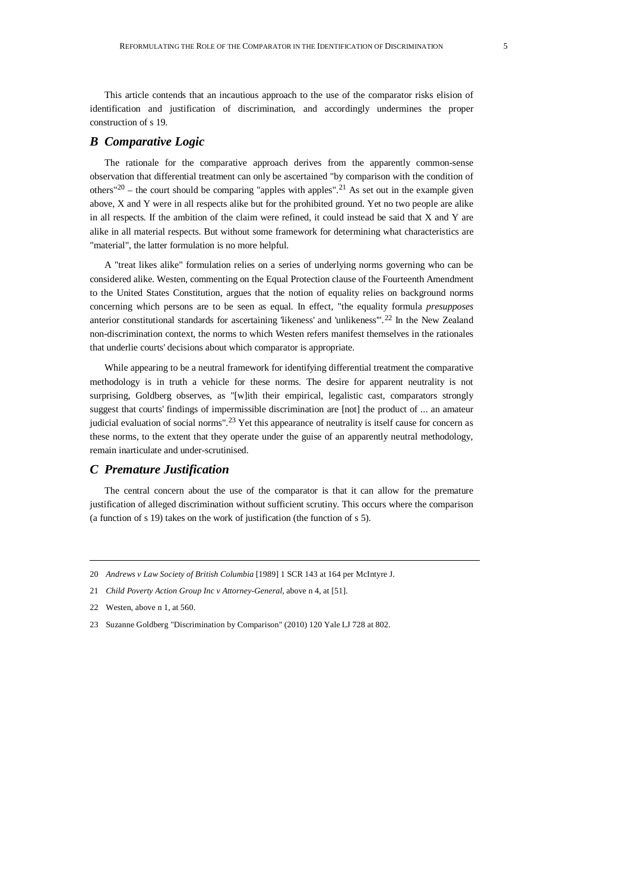This article contends that an incautious approach to the use of the comparator risks elision of identification and justification of discrimination, and accordingly undermines the proper construction of s 19.

## *B Comparative Logic*

The rationale for the comparative approach derives from the apparently common-sense observation that differential treatment can only be ascertained "by comparison with the condition of others"[20] – the court should be comparing "apples with apples".[21] As set out in the example given above, X and Y were in all respects alike but for the prohibited ground. Yet no two people are alike in all respects. If the ambition of the claim were refined, it could instead be said that X and Y are alike in all material respects. But without some framework for determining what characteristics are "material", the latter formulation is no more helpful.

A "treat likes alike" formulation relies on a series of underlying norms governing who can be considered alike. Westen, commenting on the Equal Protection clause of the Fourteenth Amendment to the United States Constitution, argues that the notion of equality relies on background norms concerning which persons are to be seen as equal. In effect, "the equality formula *presupposes* anterior constitutional standards for ascertaining 'likeness' and 'unlikeness'".[22] In the New Zealand non-discrimination context, the norms to which Westen refers manifest themselves in the rationales that underlie courts' decisions about which comparator is appropriate.

While appearing to be a neutral framework for identifying differential treatment the comparative methodology is in truth a vehicle for these norms. The desire for apparent neutrality is not surprising, Goldberg observes, as "[w]ith their empirical, legalistic cast, comparators strongly suggest that courts' findings of impermissible discrimination are [not] the product of ... an amateur judicial evaluation of social norms".[23] Yet this appearance of neutrality is itself cause for concern as these norms, to the extent that they operate under the guise of an apparently neutral methodology, remain inarticulate and under-scrutinised.

## *C Premature Justification*

The central concern about the use of the comparator is that it can allow for the premature justification of alleged discrimination without sufficient scrutiny. This occurs where the comparison (a function of s 19) takes on the work of justification (the function of s 5).

---

20 *Andrews v Law Society of British Columbia* [1989] 1 SCR 143 at 164 per McIntyre J.

21 *Child Poverty Action Group Inc v Attorney-General*, above n 4, at [51].

22 Westen, above n 1, at 560.

23 Suzanne Goldberg "Discrimination by Comparison" (2010) 120 Yale LJ 728 at 802.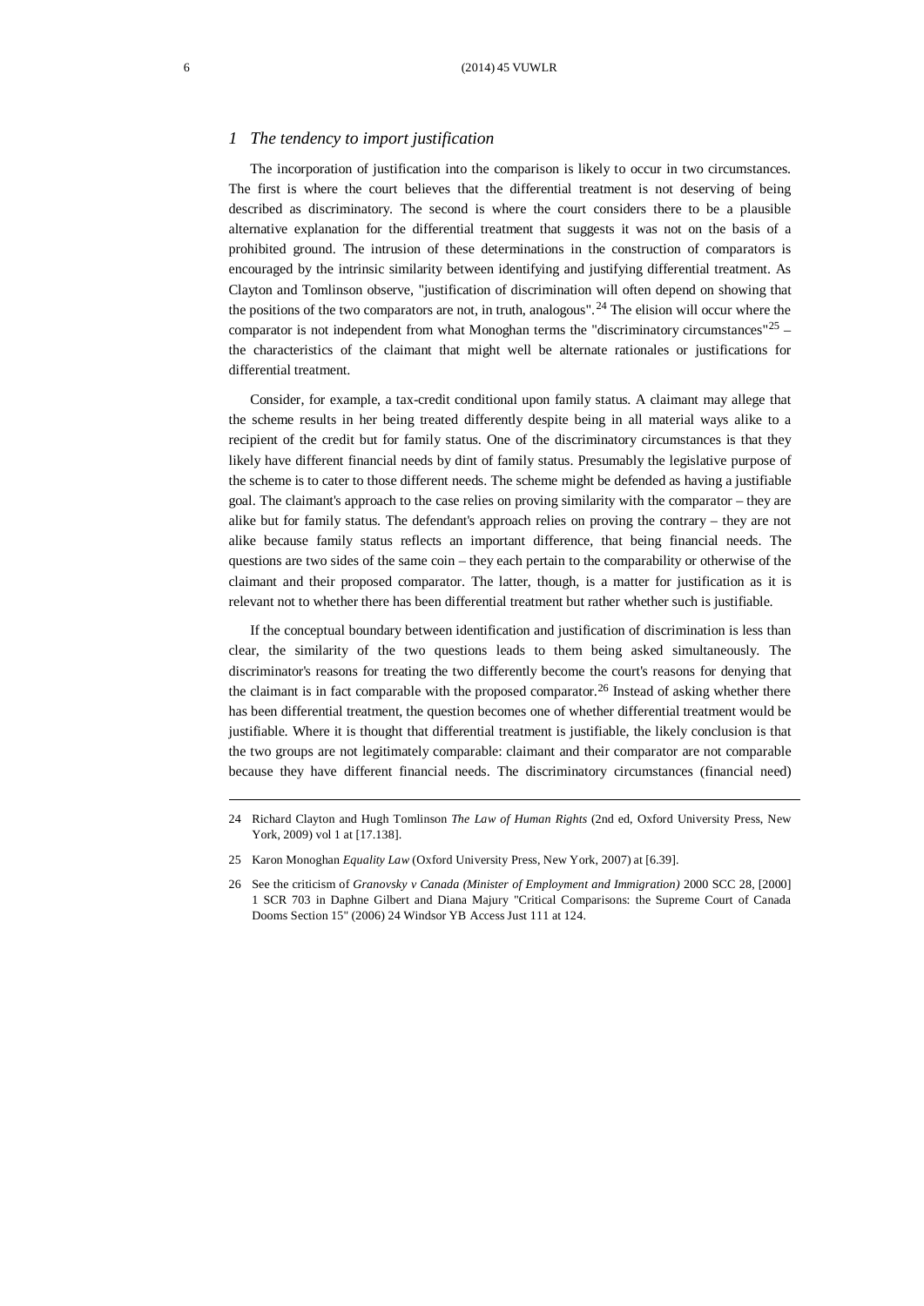### *1 The tendency to import justification*

The incorporation of justification into the comparison is likely to occur in two circumstances. The first is where the court believes that the differential treatment is not deserving of being described as discriminatory. The second is where the court considers there to be a plausible alternative explanation for the differential treatment that suggests it was not on the basis of a prohibited ground. The intrusion of these determinations in the construction of comparators is encouraged by the intrinsic similarity between identifying and justifying differential treatment. As Clayton and Tomlinson observe, "justification of discrimination will often depend on showing that the positions of the two comparators are not, in truth, analogous".[24] The elision will occur where the comparator is not independent from what Monoghan terms the "discriminatory circumstances"[25] – the characteristics of the claimant that might well be alternate rationales or justifications for differential treatment.

Consider, for example, a tax-credit conditional upon family status. A claimant may allege that the scheme results in her being treated differently despite being in all material ways alike to a recipient of the credit but for family status. One of the discriminatory circumstances is that they likely have different financial needs by dint of family status. Presumably the legislative purpose of the scheme is to cater to those different needs. The scheme might be defended as having a justifiable goal. The claimant's approach to the case relies on proving similarity with the comparator – they are alike but for family status. The defendant's approach relies on proving the contrary – they are not alike because family status reflects an important difference, that being financial needs. The questions are two sides of the same coin – they each pertain to the comparability or otherwise of the claimant and their proposed comparator. The latter, though, is a matter for justification as it is relevant not to whether there has been differential treatment but rather whether such is justifiable.

If the conceptual boundary between identification and justification of discrimination is less than clear, the similarity of the two questions leads to them being asked simultaneously. The discriminator's reasons for treating the two differently become the court's reasons for denying that the claimant is in fact comparable with the proposed comparator.[26] Instead of asking whether there has been differential treatment, the question becomes one of whether differential treatment would be justifiable. Where it is thought that differential treatment is justifiable, the likely conclusion is that the two groups are not legitimately comparable: claimant and their comparator are not comparable because they have different financial needs. The discriminatory circumstances (financial need)

---

24 Richard Clayton and Hugh Tomlinson *The Law of Human Rights* (2nd ed, Oxford University Press, New York, 2009) vol 1 at [17.138].

25 Karon Monoghan *Equality Law* (Oxford University Press, New York, 2007) at [6.39].

26 See the criticism of *Granovsky v Canada (Minister of Employment and Immigration)* 2000 SCC 28, [2000] 1 SCR 703 in Daphne Gilbert and Diana Majury "Critical Comparisons: the Supreme Court of Canada Dooms Section 15" (2006) 24 Windsor YB Access Just 111 at 124.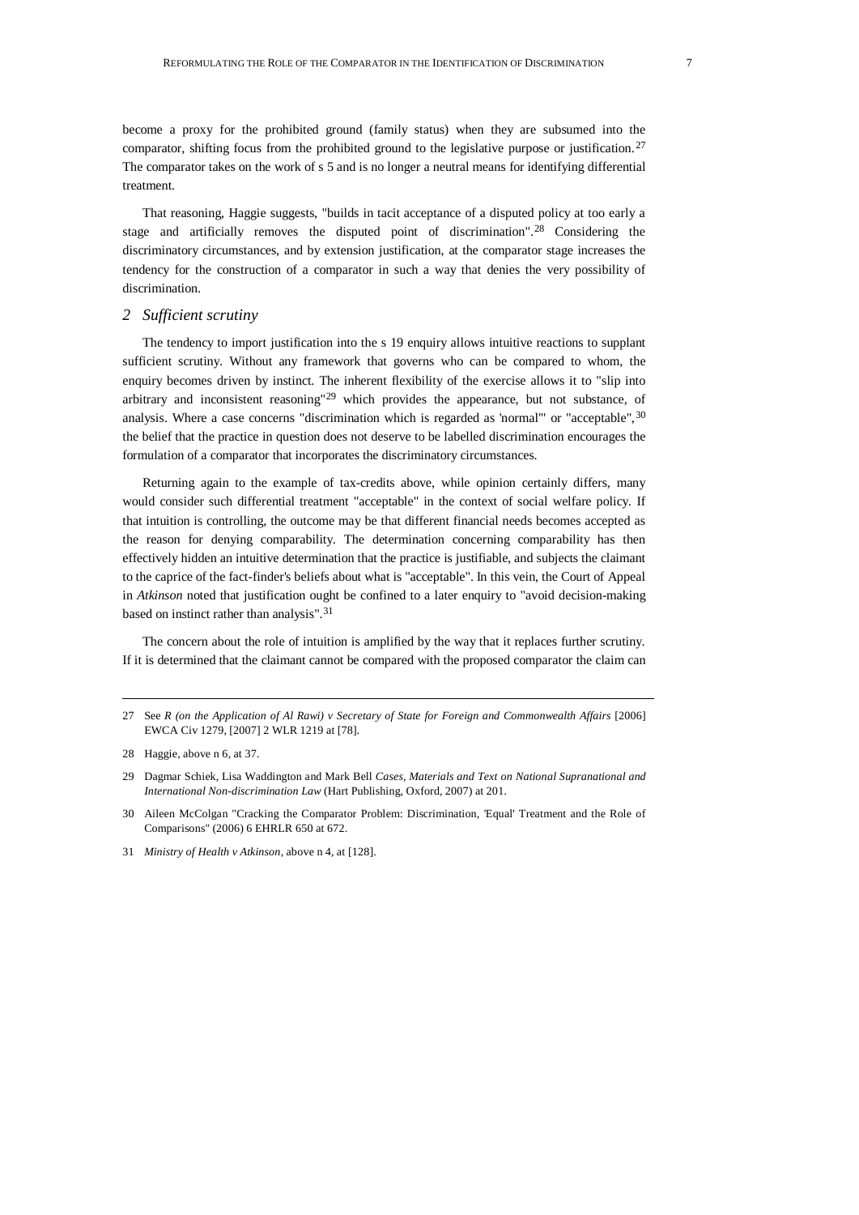become a proxy for the prohibited ground (family status) when they are subsumed into the comparator, shifting focus from the prohibited ground to the legislative purpose or justification.[27] The comparator takes on the work of s 5 and is no longer a neutral means for identifying differential treatment.

That reasoning, Haggie suggests, "builds in tacit acceptance of a disputed policy at too early a stage and artificially removes the disputed point of discrimination".[28] Considering the discriminatory circumstances, and by extension justification, at the comparator stage increases the tendency for the construction of a comparator in such a way that denies the very possibility of discrimination.

### *2 Sufficient scrutiny*

The tendency to import justification into the s 19 enquiry allows intuitive reactions to supplant sufficient scrutiny. Without any framework that governs who can be compared to whom, the enquiry becomes driven by instinct. The inherent flexibility of the exercise allows it to "slip into arbitrary and inconsistent reasoning"[29] which provides the appearance, but not substance, of analysis. Where a case concerns "discrimination which is regarded as 'normal'" or "acceptable",[30] the belief that the practice in question does not deserve to be labelled discrimination encourages the formulation of a comparator that incorporates the discriminatory circumstances.

Returning again to the example of tax-credits above, while opinion certainly differs, many would consider such differential treatment "acceptable" in the context of social welfare policy. If that intuition is controlling, the outcome may be that different financial needs becomes accepted as the reason for denying comparability. The determination concerning comparability has then effectively hidden an intuitive determination that the practice is justifiable, and subjects the claimant to the caprice of the fact-finder's beliefs about what is "acceptable". In this vein, the Court of Appeal in *Atkinson* noted that justification ought be confined to a later enquiry to "avoid decision-making based on instinct rather than analysis".[31]

The concern about the role of intuition is amplified by the way that it replaces further scrutiny. If it is determined that the claimant cannot be compared with the proposed comparator the claim can

---

27 See *R (on the Application of Al Rawi) v Secretary of State for Foreign and Commonwealth Affairs* [2006] EWCA Civ 1279, [2007] 2 WLR 1219 at [78].

28 Haggie, above n 6, at 37.

29 Dagmar Schiek, Lisa Waddington and Mark Bell *Cases, Materials and Text on National Supranational and International Non-discrimination Law* (Hart Publishing, Oxford, 2007) at 201.

30 Aileen McColgan "Cracking the Comparator Problem: Discrimination, 'Equal' Treatment and the Role of Comparisons" (2006) 6 EHRLR 650 at 672.

31 *Ministry of Health v Atkinson*, above n 4, at [128].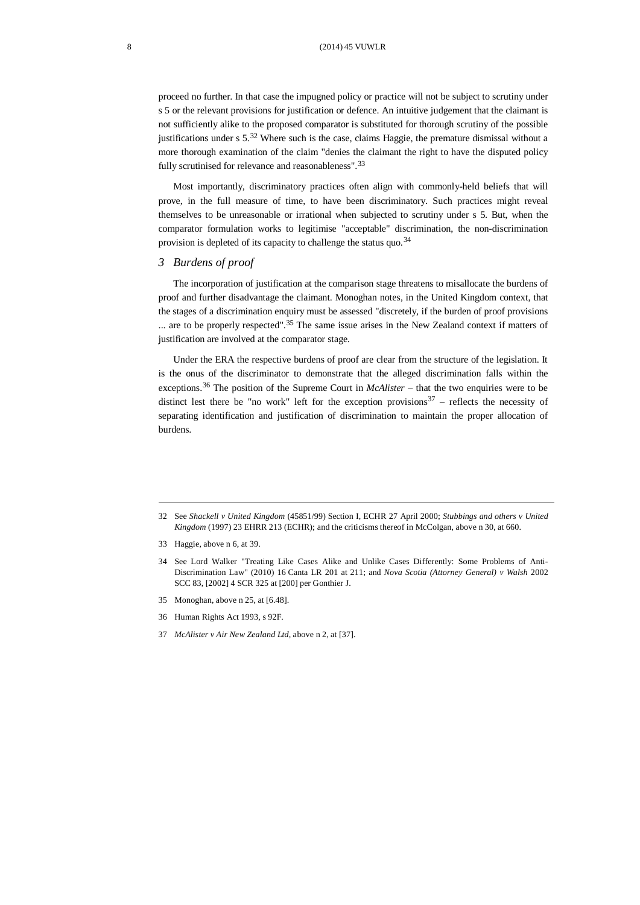proceed no further. In that case the impugned policy or practice will not be subject to scrutiny under s 5 or the relevant provisions for justification or defence. An intuitive judgement that the claimant is not sufficiently alike to the proposed comparator is substituted for thorough scrutiny of the possible justifications under s 5.[32] Where such is the case, claims Haggie, the premature dismissal without a more thorough examination of the claim "denies the claimant the right to have the disputed policy fully scrutinised for relevance and reasonableness".[33]

Most importantly, discriminatory practices often align with commonly-held beliefs that will prove, in the full measure of time, to have been discriminatory. Such practices might reveal themselves to be unreasonable or irrational when subjected to scrutiny under s 5. But, when the comparator formulation works to legitimise "acceptable" discrimination, the non-discrimination provision is depleted of its capacity to challenge the status quo.[34]

### *3 Burdens of proof*

The incorporation of justification at the comparison stage threatens to misallocate the burdens of proof and further disadvantage the claimant. Monoghan notes, in the United Kingdom context, that the stages of a discrimination enquiry must be assessed "discretely, if the burden of proof provisions ... are to be properly respected".[35] The same issue arises in the New Zealand context if matters of justification are involved at the comparator stage.

Under the ERA the respective burdens of proof are clear from the structure of the legislation. It is the onus of the discriminator to demonstrate that the alleged discrimination falls within the exceptions.[36] The position of the Supreme Court in *McAlister* – that the two enquiries were to be distinct lest there be "no work" left for the exception provisions[37] – reflects the necessity of separating identification and justification of discrimination to maintain the proper allocation of burdens.

---

32 See *Shackell v United Kingdom* (45851/99) Section I, ECHR 27 April 2000; *Stubbings and others v United Kingdom* (1997) 23 EHRR 213 (ECHR); and the criticisms thereof in McColgan, above n 30, at 660.

33 Haggie, above n 6, at 39.

34 See Lord Walker "Treating Like Cases Alike and Unlike Cases Differently: Some Problems of Anti-Discrimination Law" (2010) 16 Canta LR 201 at 211; and *Nova Scotia (Attorney General) v Walsh* 2002 SCC 83, [2002] 4 SCR 325 at [200] per Gonthier J.

35 Monoghan, above n 25, at [6.48].

36 Human Rights Act 1993, s 92F.

37 *McAlister v Air New Zealand Ltd*, above n 2, at [37].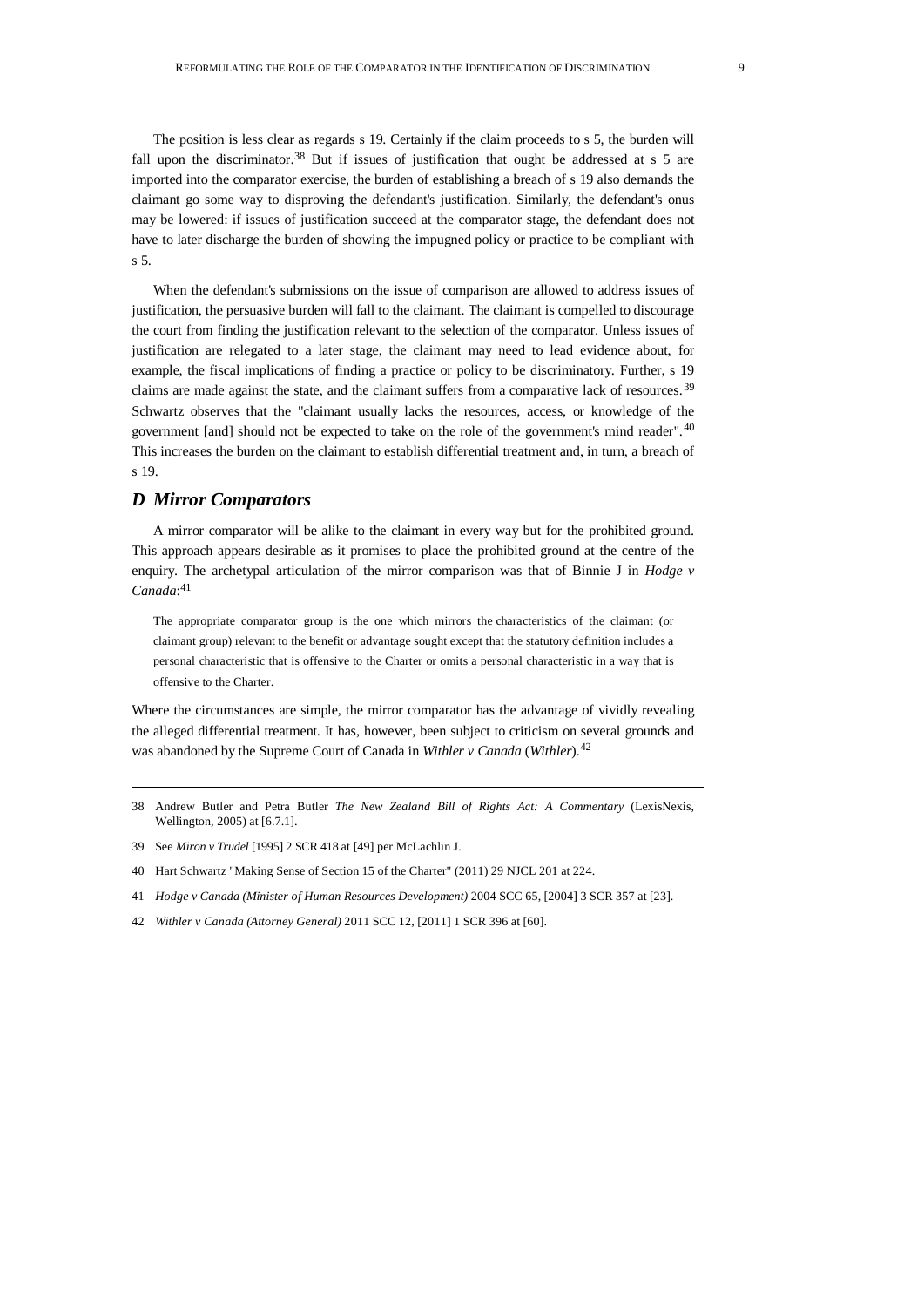The position is less clear as regards s 19. Certainly if the claim proceeds to s 5, the burden will fall upon the discriminator.[38] But if issues of justification that ought be addressed at s 5 are imported into the comparator exercise, the burden of establishing a breach of s 19 also demands the claimant go some way to disproving the defendant's justification. Similarly, the defendant's onus may be lowered: if issues of justification succeed at the comparator stage, the defendant does not have to later discharge the burden of showing the impugned policy or practice to be compliant with s 5.

When the defendant's submissions on the issue of comparison are allowed to address issues of justification, the persuasive burden will fall to the claimant. The claimant is compelled to discourage the court from finding the justification relevant to the selection of the comparator. Unless issues of justification are relegated to a later stage, the claimant may need to lead evidence about, for example, the fiscal implications of finding a practice or policy to be discriminatory. Further, s 19 claims are made against the state, and the claimant suffers from a comparative lack of resources.[39] Schwartz observes that the "claimant usually lacks the resources, access, or knowledge of the government [and] should not be expected to take on the role of the government's mind reader".[40] This increases the burden on the claimant to establish differential treatment and, in turn, a breach of s 19.

### *D Mirror Comparators*

A mirror comparator will be alike to the claimant in every way but for the prohibited ground. This approach appears desirable as it promises to place the prohibited ground at the centre of the enquiry. The archetypal articulation of the mirror comparison was that of Binnie J in *Hodge v Canada*:[41]

> The appropriate comparator group is the one which mirrors the characteristics of the claimant (or claimant group) relevant to the benefit or advantage sought except that the statutory definition includes a personal characteristic that is offensive to the Charter or omits a personal characteristic in a way that is offensive to the Charter.

Where the circumstances are simple, the mirror comparator has the advantage of vividly revealing the alleged differential treatment. It has, however, been subject to criticism on several grounds and was abandoned by the Supreme Court of Canada in *Withler v Canada* (*Withler*).[42]

---

38 Andrew Butler and Petra Butler *The New Zealand Bill of Rights Act: A Commentary* (LexisNexis, Wellington, 2005) at [6.7.1].

39 See *Miron v Trudel* [1995] 2 SCR 418 at [49] per McLachlin J.

40 Hart Schwartz "Making Sense of Section 15 of the Charter" (2011) 29 NJCL 201 at 224.

41 *Hodge v Canada (Minister of Human Resources Development)* 2004 SCC 65, [2004] 3 SCR 357 at [23].

42 *Withler v Canada (Attorney General)* 2011 SCC 12, [2011] 1 SCR 396 at [60].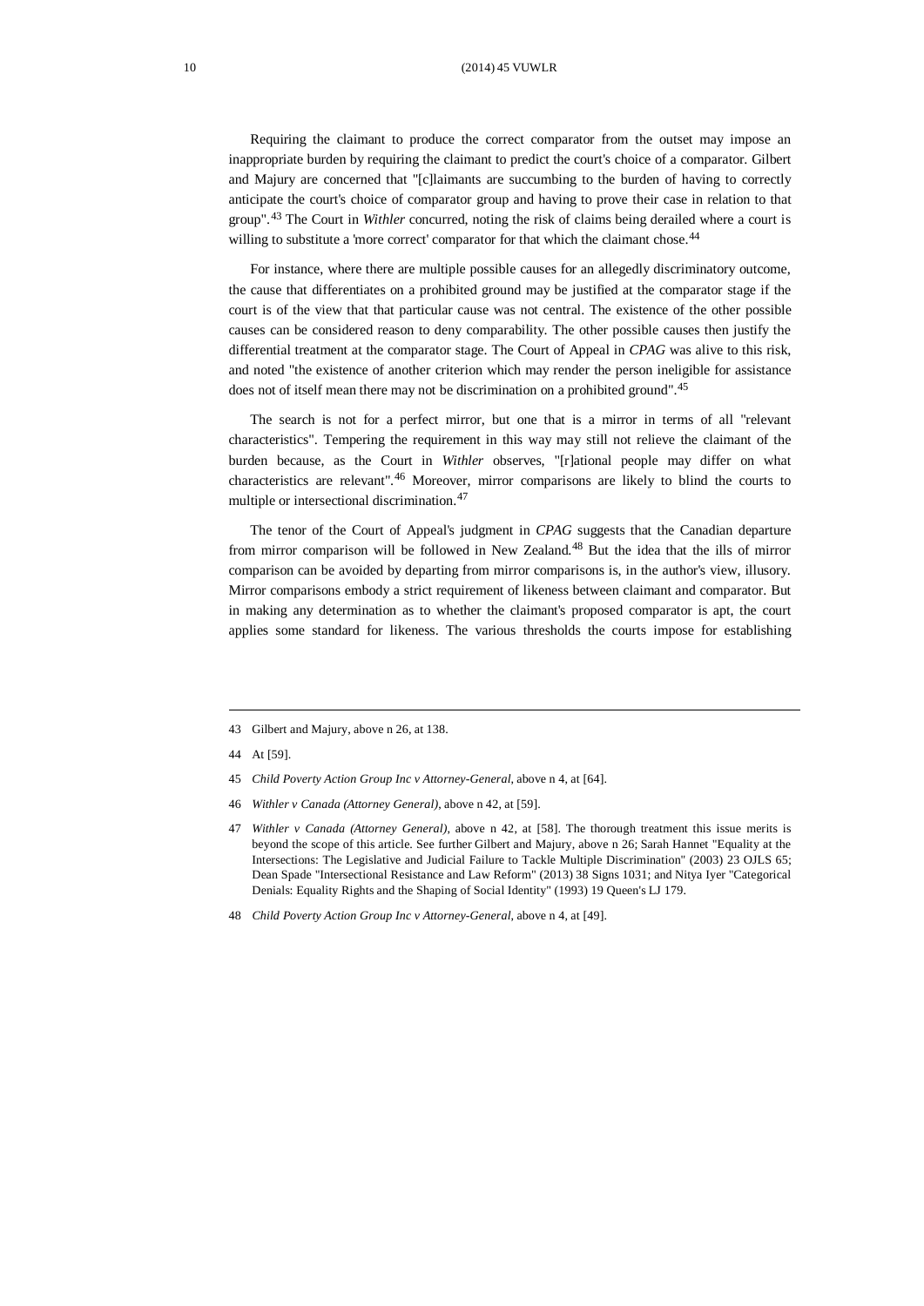Requiring the claimant to produce the correct comparator from the outset may impose an inappropriate burden by requiring the claimant to predict the court's choice of a comparator. Gilbert and Majury are concerned that "[c]laimants are succumbing to the burden of having to correctly anticipate the court's choice of comparator group and having to prove their case in relation to that group".[43] The Court in *Withler* concurred, noting the risk of claims being derailed where a court is willing to substitute a 'more correct' comparator for that which the claimant chose.[44]

For instance, where there are multiple possible causes for an allegedly discriminatory outcome, the cause that differentiates on a prohibited ground may be justified at the comparator stage if the court is of the view that that particular cause was not central. The existence of the other possible causes can be considered reason to deny comparability. The other possible causes then justify the differential treatment at the comparator stage. The Court of Appeal in *CPAG* was alive to this risk, and noted "the existence of another criterion which may render the person ineligible for assistance does not of itself mean there may not be discrimination on a prohibited ground".[45]

The search is not for a perfect mirror, but one that is a mirror in terms of all "relevant characteristics". Tempering the requirement in this way may still not relieve the claimant of the burden because, as the Court in *Withler* observes, "[r]ational people may differ on what characteristics are relevant".[46] Moreover, mirror comparisons are likely to blind the courts to multiple or intersectional discrimination.[47]

The tenor of the Court of Appeal's judgment in *CPAG* suggests that the Canadian departure from mirror comparison will be followed in New Zealand.[48] But the idea that the ills of mirror comparison can be avoided by departing from mirror comparisons is, in the author's view, illusory. Mirror comparisons embody a strict requirement of likeness between claimant and comparator. But in making any determination as to whether the claimant's proposed comparator is apt, the court applies some standard for likeness. The various thresholds the courts impose for establishing

---

43 Gilbert and Majury, above n 26, at 138.

44 At [59].

45 *Child Poverty Action Group Inc v Attorney-General*, above n 4, at [64].

46 *Withler v Canada (Attorney General)*, above n 42, at [59].

47 *Withler v Canada (Attorney General)*, above n 42, at [58]. The thorough treatment this issue merits is beyond the scope of this article. See further Gilbert and Majury, above n 26; Sarah Hannet "Equality at the Intersections: The Legislative and Judicial Failure to Tackle Multiple Discrimination" (2003) 23 OJLS 65; Dean Spade "Intersectional Resistance and Law Reform" (2013) 38 Signs 1031; and Nitya Iyer "Categorical Denials: Equality Rights and the Shaping of Social Identity" (1993) 19 Queen's LJ 179.

48 *Child Poverty Action Group Inc v Attorney-General*, above n 4, at [49].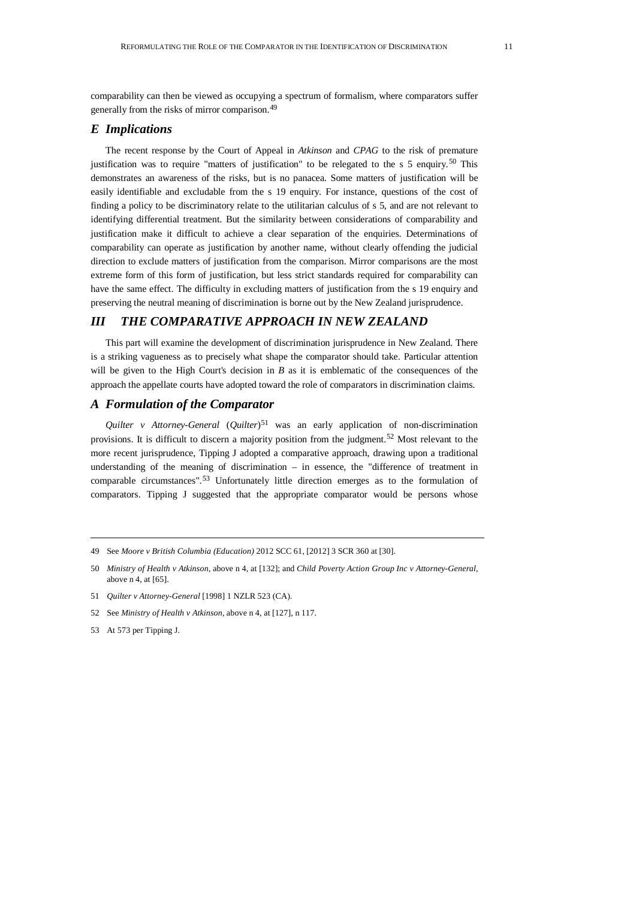comparability can then be viewed as occupying a spectrum of formalism, where comparators suffer generally from the risks of mirror comparison.[49]

## *E Implications*

The recent response by the Court of Appeal in *Atkinson* and *CPAG* to the risk of premature justification was to require "matters of justification" to be relegated to the s 5 enquiry.[50] This demonstrates an awareness of the risks, but is no panacea. Some matters of justification will be easily identifiable and excludable from the s 19 enquiry. For instance, questions of the cost of finding a policy to be discriminatory relate to the utilitarian calculus of s 5, and are not relevant to identifying differential treatment. But the similarity between considerations of comparability and justification make it difficult to achieve a clear separation of the enquiries. Determinations of comparability can operate as justification by another name, without clearly offending the judicial direction to exclude matters of justification from the comparison. Mirror comparisons are the most extreme form of this form of justification, but less strict standards required for comparability can have the same effect. The difficulty in excluding matters of justification from the s 19 enquiry and preserving the neutral meaning of discrimination is borne out by the New Zealand jurisprudence.

# *III THE COMPARATIVE APPROACH IN NEW ZEALAND*

This part will examine the development of discrimination jurisprudence in New Zealand. There is a striking vagueness as to precisely what shape the comparator should take. Particular attention will be given to the High Court's decision in *B* as it is emblematic of the consequences of the approach the appellate courts have adopted toward the role of comparators in discrimination claims.

## *A Formulation of the Comparator*

*Quilter v Attorney-General* (*Quilter*)[51] was an early application of non-discrimination provisions. It is difficult to discern a majority position from the judgment.[52] Most relevant to the more recent jurisprudence, Tipping J adopted a comparative approach, drawing upon a traditional understanding of the meaning of discrimination – in essence, the "difference of treatment in comparable circumstances".[53] Unfortunately little direction emerges as to the formulation of comparators. Tipping J suggested that the appropriate comparator would be persons whose

---

49 See *Moore v British Columbia (Education)* 2012 SCC 61, [2012] 3 SCR 360 at [30].

50 *Ministry of Health v Atkinson*, above n 4, at [132]; and *Child Poverty Action Group Inc v Attorney-General*, above n 4, at [65].

51 *Quilter v Attorney-General* [1998] 1 NZLR 523 (CA).

52 See *Ministry of Health v Atkinson*, above n 4, at [127], n 117.

53 At 573 per Tipping J.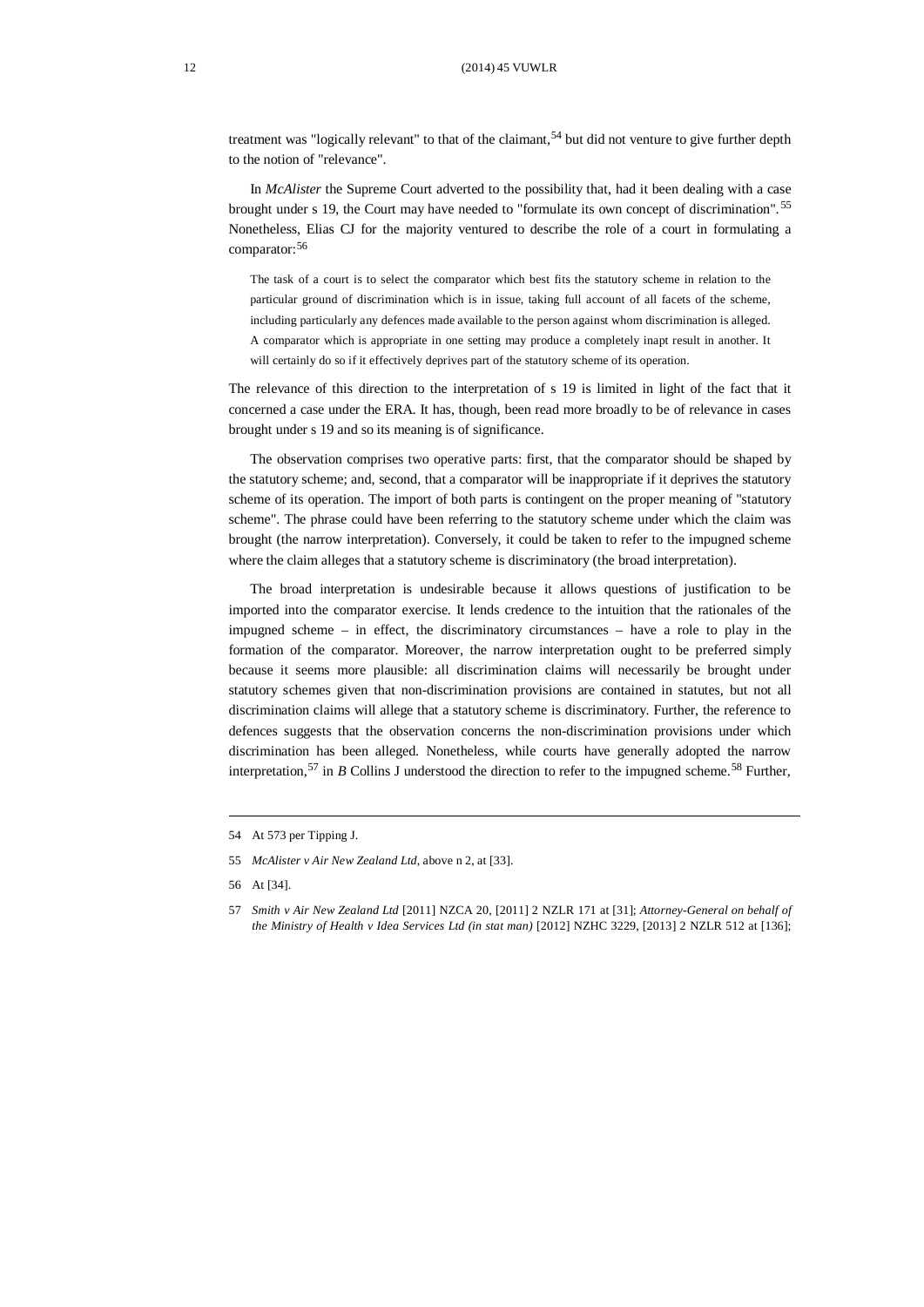treatment was "logically relevant" to that of the claimant,[54] but did not venture to give further depth to the notion of "relevance".

In *McAlister* the Supreme Court adverted to the possibility that, had it been dealing with a case brought under s 19, the Court may have needed to "formulate its own concept of discrimination".[55] Nonetheless, Elias CJ for the majority ventured to describe the role of a court in formulating a comparator:[56]

> The task of a court is to select the comparator which best fits the statutory scheme in relation to the particular ground of discrimination which is in issue, taking full account of all facets of the scheme, including particularly any defences made available to the person against whom discrimination is alleged. A comparator which is appropriate in one setting may produce a completely inapt result in another. It will certainly do so if it effectively deprives part of the statutory scheme of its operation.

The relevance of this direction to the interpretation of s 19 is limited in light of the fact that it concerned a case under the ERA. It has, though, been read more broadly to be of relevance in cases brought under s 19 and so its meaning is of significance.

The observation comprises two operative parts: first, that the comparator should be shaped by the statutory scheme; and, second, that a comparator will be inappropriate if it deprives the statutory scheme of its operation. The import of both parts is contingent on the proper meaning of "statutory scheme". The phrase could have been referring to the statutory scheme under which the claim was brought (the narrow interpretation). Conversely, it could be taken to refer to the impugned scheme where the claim alleges that a statutory scheme is discriminatory (the broad interpretation).

The broad interpretation is undesirable because it allows questions of justification to be imported into the comparator exercise. It lends credence to the intuition that the rationales of the impugned scheme – in effect, the discriminatory circumstances – have a role to play in the formation of the comparator. Moreover, the narrow interpretation ought to be preferred simply because it seems more plausible: all discrimination claims will necessarily be brought under statutory schemes given that non-discrimination provisions are contained in statutes, but not all discrimination claims will allege that a statutory scheme is discriminatory. Further, the reference to defences suggests that the observation concerns the non-discrimination provisions under which discrimination has been alleged. Nonetheless, while courts have generally adopted the narrow interpretation,[57] in *B* Collins J understood the direction to refer to the impugned scheme.[58] Further,

---

54 At 573 per Tipping J.

55 *McAlister v Air New Zealand Ltd*, above n 2, at [33].

56 At [34].

57 *Smith v Air New Zealand Ltd* [2011] NZCA 20, [2011] 2 NZLR 171 at [31]; *Attorney-General on behalf of the Ministry of Health v Idea Services Ltd (in stat man)* [2012] NZHC 3229, [2013] 2 NZLR 512 at [136];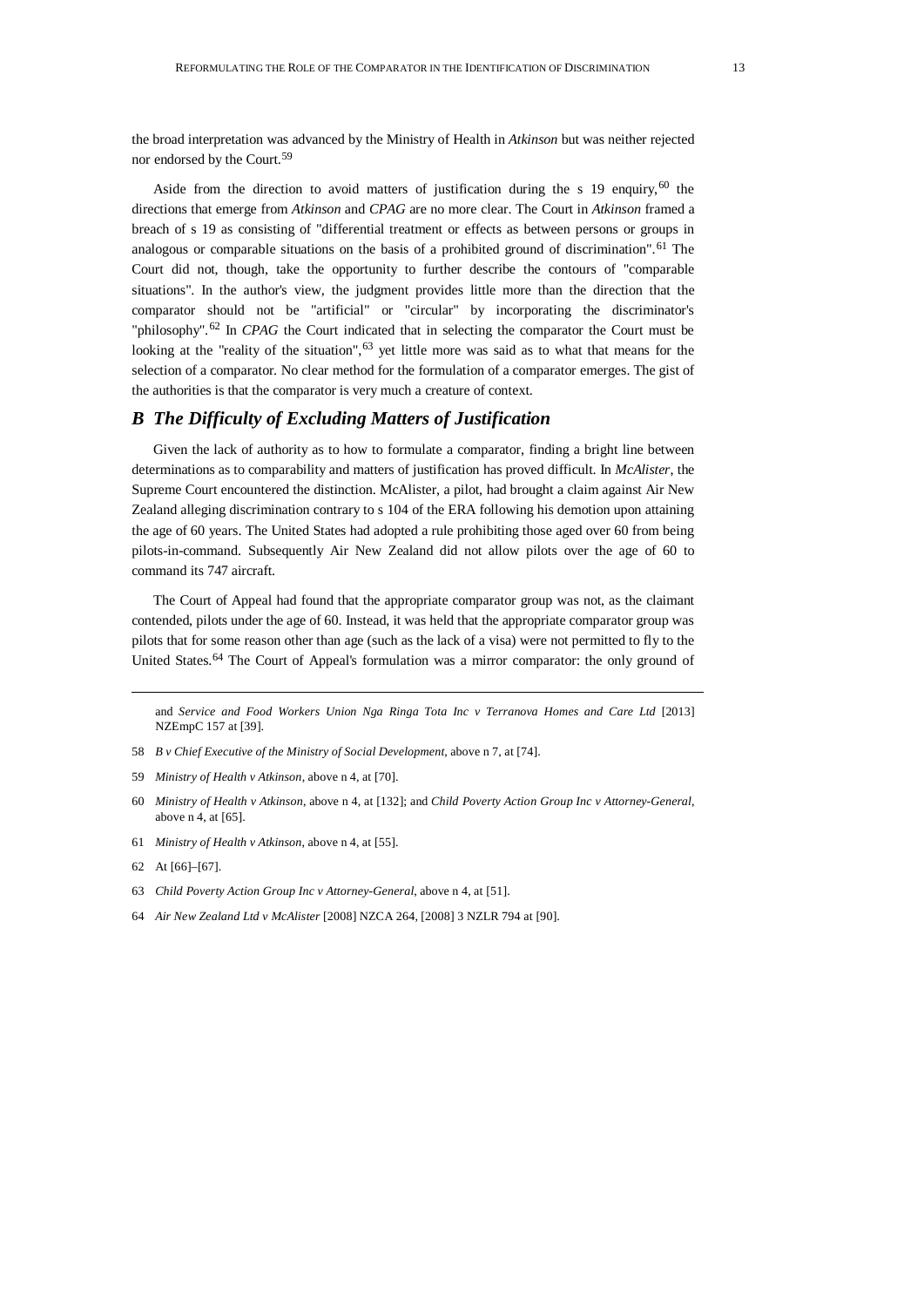the broad interpretation was advanced by the Ministry of Health in *Atkinson* but was neither rejected nor endorsed by the Court.[59]

Aside from the direction to avoid matters of justification during the s 19 enquiry,[60] the directions that emerge from *Atkinson* and *CPAG* are no more clear. The Court in *Atkinson* framed a breach of s 19 as consisting of "differential treatment or effects as between persons or groups in analogous or comparable situations on the basis of a prohibited ground of discrimination".[61] The Court did not, though, take the opportunity to further describe the contours of "comparable situations". In the author's view, the judgment provides little more than the direction that the comparator should not be "artificial" or "circular" by incorporating the discriminator's "philosophy".[62] In *CPAG* the Court indicated that in selecting the comparator the Court must be looking at the "reality of the situation",[63] yet little more was said as to what that means for the selection of a comparator. No clear method for the formulation of a comparator emerges. The gist of the authorities is that the comparator is very much a creature of context.

### *B The Difficulty of Excluding Matters of Justification*

Given the lack of authority as to how to formulate a comparator, finding a bright line between determinations as to comparability and matters of justification has proved difficult. In *McAlister*, the Supreme Court encountered the distinction. McAlister, a pilot, had brought a claim against Air New Zealand alleging discrimination contrary to s 104 of the ERA following his demotion upon attaining the age of 60 years. The United States had adopted a rule prohibiting those aged over 60 from being pilots-in-command. Subsequently Air New Zealand did not allow pilots over the age of 60 to command its 747 aircraft.

The Court of Appeal had found that the appropriate comparator group was not, as the claimant contended, pilots under the age of 60. Instead, it was held that the appropriate comparator group was pilots that for some reason other than age (such as the lack of a visa) were not permitted to fly to the United States.[64] The Court of Appeal's formulation was a mirror comparator: the only ground of

---

and *Service and Food Workers Union Nga Ringa Tota Inc v Terranova Homes and Care Ltd* [2013] NZEmpC 157 at [39].

58 *B v Chief Executive of the Ministry of Social Development*, above n 7, at [74].

59 *Ministry of Health v Atkinson*, above n 4, at [70].

60 *Ministry of Health v Atkinson*, above n 4, at [132]; and *Child Poverty Action Group Inc v Attorney-General*, above n 4, at [65].

61 *Ministry of Health v Atkinson*, above n 4, at [55].

62 At [66]–[67].

63 *Child Poverty Action Group Inc v Attorney-General*, above n 4, at [51].

64 *Air New Zealand Ltd v McAlister* [2008] NZCA 264, [2008] 3 NZLR 794 at [90].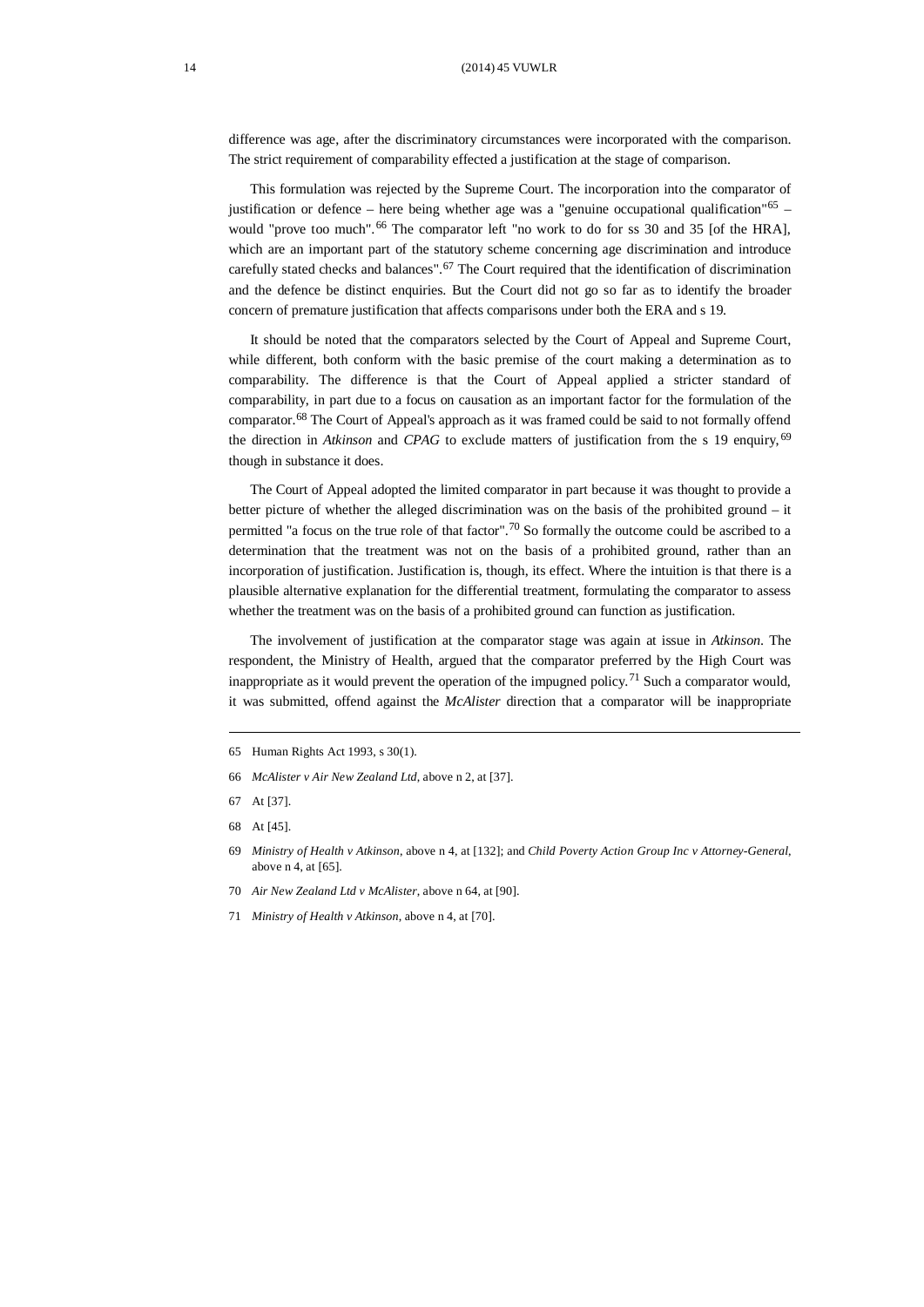difference was age, after the discriminatory circumstances were incorporated with the comparison. The strict requirement of comparability effected a justification at the stage of comparison.

This formulation was rejected by the Supreme Court. The incorporation into the comparator of justification or defence – here being whether age was a "genuine occupational qualification"[65] – would "prove too much".[66] The comparator left "no work to do for ss 30 and 35 [of the HRA], which are an important part of the statutory scheme concerning age discrimination and introduce carefully stated checks and balances".[67] The Court required that the identification of discrimination and the defence be distinct enquiries. But the Court did not go so far as to identify the broader concern of premature justification that affects comparisons under both the ERA and s 19.

It should be noted that the comparators selected by the Court of Appeal and Supreme Court, while different, both conform with the basic premise of the court making a determination as to comparability. The difference is that the Court of Appeal applied a stricter standard of comparability, in part due to a focus on causation as an important factor for the formulation of the comparator.[68] The Court of Appeal's approach as it was framed could be said to not formally offend the direction in *Atkinson* and *CPAG* to exclude matters of justification from the s 19 enquiry,[69] though in substance it does.

The Court of Appeal adopted the limited comparator in part because it was thought to provide a better picture of whether the alleged discrimination was on the basis of the prohibited ground – it permitted "a focus on the true role of that factor".[70] So formally the outcome could be ascribed to a determination that the treatment was not on the basis of a prohibited ground, rather than an incorporation of justification. Justification is, though, its effect. Where the intuition is that there is a plausible alternative explanation for the differential treatment, formulating the comparator to assess whether the treatment was on the basis of a prohibited ground can function as justification.

The involvement of justification at the comparator stage was again at issue in *Atkinson*. The respondent, the Ministry of Health, argued that the comparator preferred by the High Court was inappropriate as it would prevent the operation of the impugned policy.[71] Such a comparator would, it was submitted, offend against the *McAlister* direction that a comparator will be inappropriate

---

65 Human Rights Act 1993, s 30(1).

66 *McAlister v Air New Zealand Ltd*, above n 2, at [37].

67 At [37].

68 At [45].

69 *Ministry of Health v Atkinson*, above n 4, at [132]; and *Child Poverty Action Group Inc v Attorney-General*, above n 4, at [65].

70 *Air New Zealand Ltd v McAlister*, above n 64, at [90].

71 *Ministry of Health v Atkinson*, above n 4, at [70].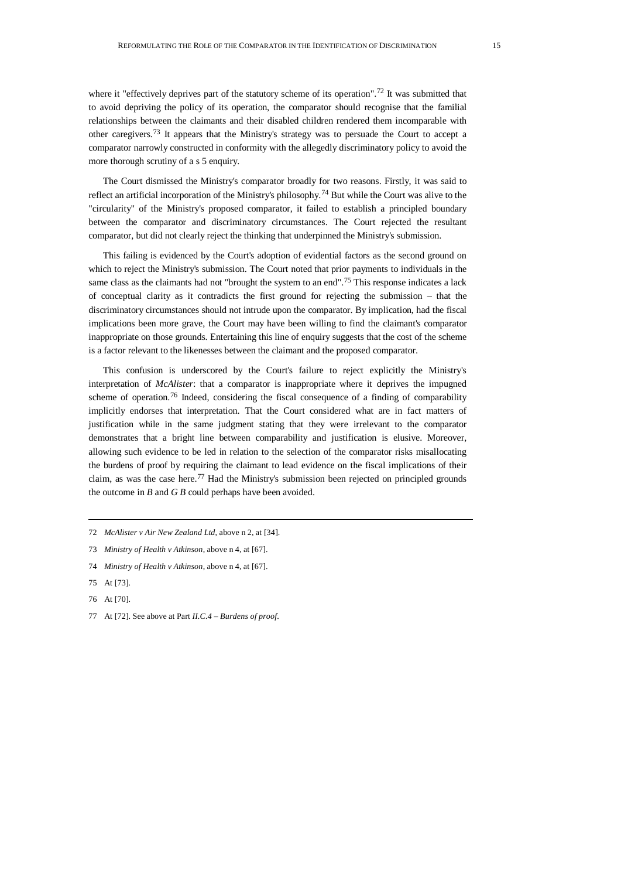where it "effectively deprives part of the statutory scheme of its operation".[72] It was submitted that to avoid depriving the policy of its operation, the comparator should recognise that the familial relationships between the claimants and their disabled children rendered them incomparable with other caregivers.[73] It appears that the Ministry's strategy was to persuade the Court to accept a comparator narrowly constructed in conformity with the allegedly discriminatory policy to avoid the more thorough scrutiny of a s 5 enquiry.

The Court dismissed the Ministry's comparator broadly for two reasons. Firstly, it was said to reflect an artificial incorporation of the Ministry's philosophy.[74] But while the Court was alive to the "circularity" of the Ministry's proposed comparator, it failed to establish a principled boundary between the comparator and discriminatory circumstances. The Court rejected the resultant comparator, but did not clearly reject the thinking that underpinned the Ministry's submission.

This failing is evidenced by the Court's adoption of evidential factors as the second ground on which to reject the Ministry's submission. The Court noted that prior payments to individuals in the same class as the claimants had not "brought the system to an end".[75] This response indicates a lack of conceptual clarity as it contradicts the first ground for rejecting the submission – that the discriminatory circumstances should not intrude upon the comparator. By implication, had the fiscal implications been more grave, the Court may have been willing to find the claimant's comparator inappropriate on those grounds. Entertaining this line of enquiry suggests that the cost of the scheme is a factor relevant to the likenesses between the claimant and the proposed comparator.

This confusion is underscored by the Court's failure to reject explicitly the Ministry's interpretation of *McAlister*: that a comparator is inappropriate where it deprives the impugned scheme of operation.[76] Indeed, considering the fiscal consequence of a finding of comparability implicitly endorses that interpretation. That the Court considered what are in fact matters of justification while in the same judgment stating that they were irrelevant to the comparator demonstrates that a bright line between comparability and justification is elusive. Moreover, allowing such evidence to be led in relation to the selection of the comparator risks misallocating the burdens of proof by requiring the claimant to lead evidence on the fiscal implications of their claim, as was the case here.[77] Had the Ministry's submission been rejected on principled grounds the outcome in *B* and *G B* could perhaps have been avoided.

---

72 *McAlister v Air New Zealand Ltd*, above n 2, at [34].

73 *Ministry of Health v Atkinson*, above n 4, at [67].

74 *Ministry of Health v Atkinson*, above n 4, at [67].

75 At [73].

76 At [70].

77 At [72]. See above at Part *II.C.4 – Burdens of proof*.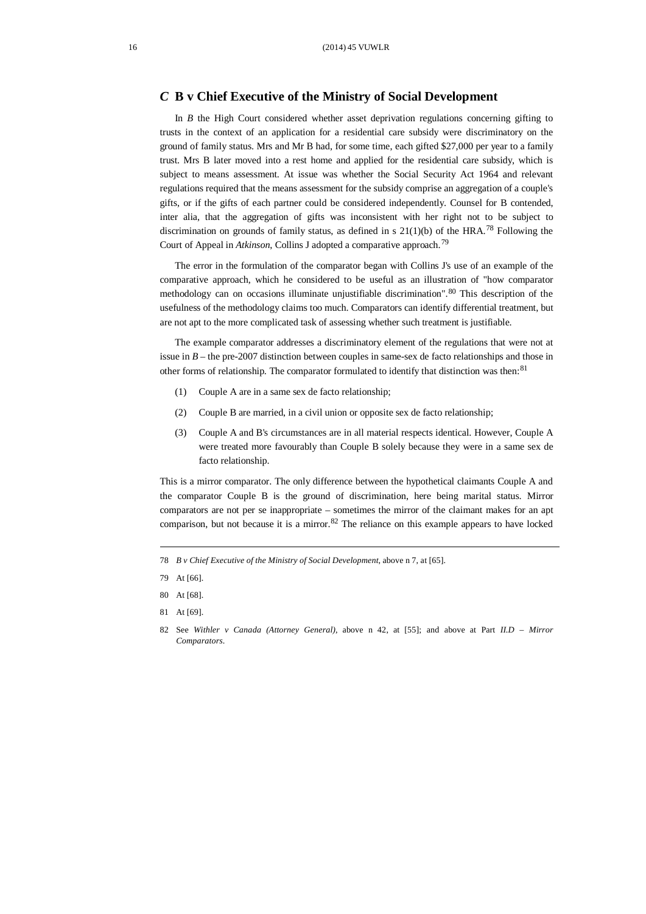### *C* B v Chief Executive of the Ministry of Social Development

In *B* the High Court considered whether asset deprivation regulations concerning gifting to trusts in the context of an application for a residential care subsidy were discriminatory on the ground of family status. Mrs and Mr B had, for some time, each gifted $27,000 per year to a family trust. Mrs B later moved into a rest home and applied for the residential care subsidy, which is subject to means assessment. At issue was whether the Social Security Act 1964 and relevant regulations required that the means assessment for the subsidy comprise an aggregation of a couple's gifts, or if the gifts of each partner could be considered independently. Counsel for B contended, inter alia, that the aggregation of gifts was inconsistent with her right not to be subject to discrimination on grounds of family status, as defined in s 21(1)(b) of the HRA.[78] Following the Court of Appeal in *Atkinson*, Collins J adopted a comparative approach.[79]

The error in the formulation of the comparator began with Collins J's use of an example of the comparative approach, which he considered to be useful as an illustration of "how comparator methodology can on occasions illuminate unjustifiable discrimination".[80] This description of the usefulness of the methodology claims too much. Comparators can identify differential treatment, but are not apt to the more complicated task of assessing whether such treatment is justifiable.

The example comparator addresses a discriminatory element of the regulations that were not at issue in *B* – the pre-2007 distinction between couples in same-sex de facto relationships and those in other forms of relationship. The comparator formulated to identify that distinction was then:[81]

(1) Couple A are in a same sex de facto relationship;

(2) Couple B are married, in a civil union or opposite sex de facto relationship;

(3) Couple A and B's circumstances are in all material respects identical. However, Couple A were treated more favourably than Couple B solely because they were in a same sex de facto relationship.

This is a mirror comparator. The only difference between the hypothetical claimants Couple A and the comparator Couple B is the ground of discrimination, here being marital status. Mirror comparators are not per se inappropriate – sometimes the mirror of the claimant makes for an apt comparison, but not because it is a mirror.[82] The reliance on this example appears to have locked

---

78 *B v Chief Executive of the Ministry of Social Development*, above n 7, at [65].

79 At [66].

80 At [68].

81 At [69].

82 See *Withler v Canada (Attorney General)*, above n 42, at [55]; and above at Part *II.D – Mirror Comparators*.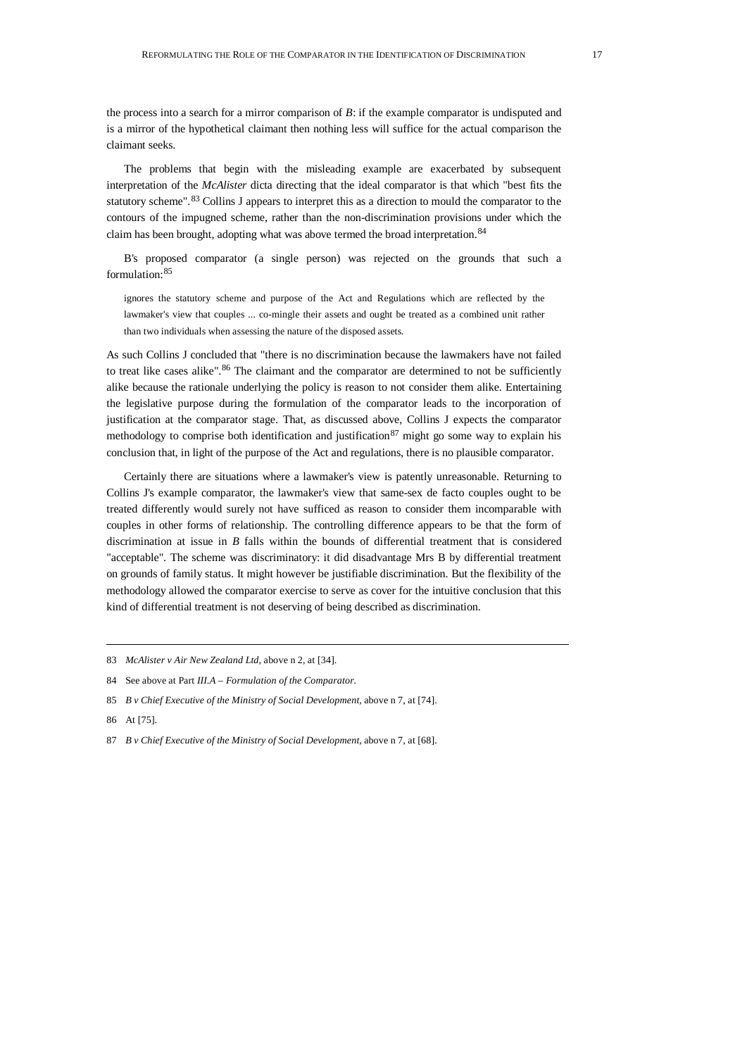the process into a search for a mirror comparison of *B*: if the example comparator is undisputed and is a mirror of the hypothetical claimant then nothing less will suffice for the actual comparison the claimant seeks.

The problems that begin with the misleading example are exacerbated by subsequent interpretation of the *McAlister* dicta directing that the ideal comparator is that which "best fits the statutory scheme".[83] Collins J appears to interpret this as a direction to mould the comparator to the contours of the impugned scheme, rather than the non-discrimination provisions under which the claim has been brought, adopting what was above termed the broad interpretation.[84]

B's proposed comparator (a single person) was rejected on the grounds that such a formulation:[85]

> ignores the statutory scheme and purpose of the Act and Regulations which are reflected by the lawmaker's view that couples ... co-mingle their assets and ought be treated as a combined unit rather than two individuals when assessing the nature of the disposed assets.

As such Collins J concluded that "there is no discrimination because the lawmakers have not failed to treat like cases alike".[86] The claimant and the comparator are determined to not be sufficiently alike because the rationale underlying the policy is reason to not consider them alike. Entertaining the legislative purpose during the formulation of the comparator leads to the incorporation of justification at the comparator stage. That, as discussed above, Collins J expects the comparator methodology to comprise both identification and justification[87] might go some way to explain his conclusion that, in light of the purpose of the Act and regulations, there is no plausible comparator.

Certainly there are situations where a lawmaker's view is patently unreasonable. Returning to Collins J's example comparator, the lawmaker's view that same-sex de facto couples ought to be treated differently would surely not have sufficed as reason to consider them incomparable with couples in other forms of relationship. The controlling difference appears to be that the form of discrimination at issue in *B* falls within the bounds of differential treatment that is considered "acceptable". The scheme was discriminatory: it did disadvantage Mrs B by differential treatment on grounds of family status. It might however be justifiable discrimination. But the flexibility of the methodology allowed the comparator exercise to serve as cover for the intuitive conclusion that this kind of differential treatment is not deserving of being described as discrimination.

---

83 *McAlister v Air New Zealand Ltd*, above n 2, at [34].

84 See above at Part *III.A – Formulation of the Comparator*.

85 *B v Chief Executive of the Ministry of Social Development*, above n 7, at [74].

86 At [75].

87 *B v Chief Executive of the Ministry of Social Development*, above n 7, at [68].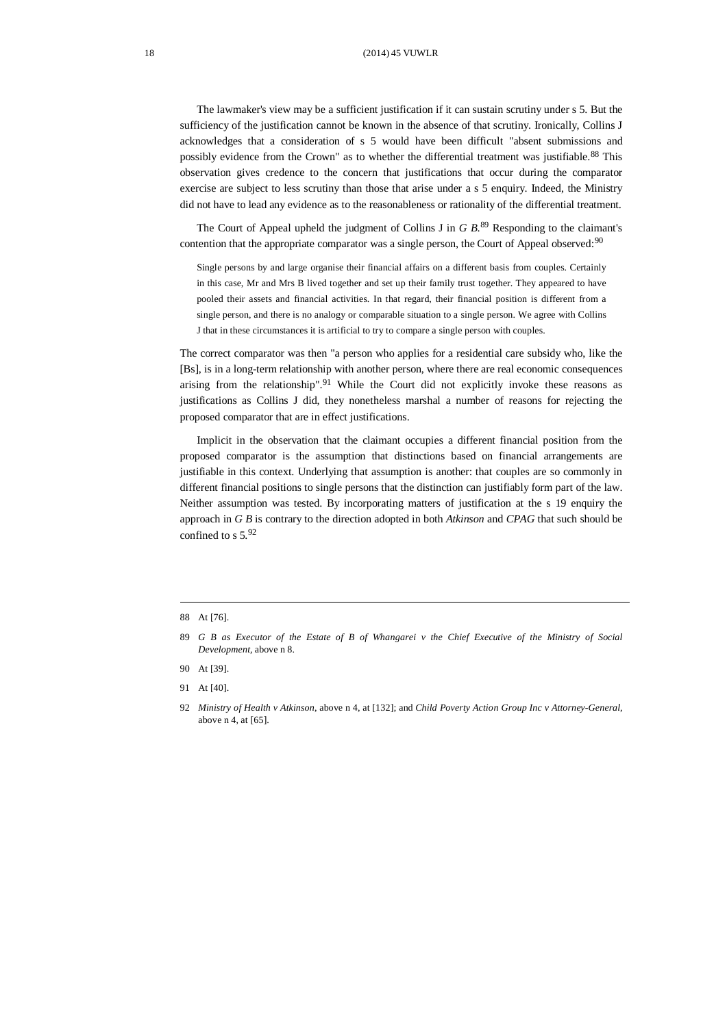The lawmaker's view may be a sufficient justification if it can sustain scrutiny under s 5. But the sufficiency of the justification cannot be known in the absence of that scrutiny. Ironically, Collins J acknowledges that a consideration of s 5 would have been difficult "absent submissions and possibly evidence from the Crown" as to whether the differential treatment was justifiable.[88] This observation gives credence to the concern that justifications that occur during the comparator exercise are subject to less scrutiny than those that arise under a s 5 enquiry. Indeed, the Ministry did not have to lead any evidence as to the reasonableness or rationality of the differential treatment.

The Court of Appeal upheld the judgment of Collins J in *G B*.[89] Responding to the claimant's contention that the appropriate comparator was a single person, the Court of Appeal observed:[90]

> Single persons by and large organise their financial affairs on a different basis from couples. Certainly in this case, Mr and Mrs B lived together and set up their family trust together. They appeared to have pooled their assets and financial activities. In that regard, their financial position is different from a single person, and there is no analogy or comparable situation to a single person. We agree with Collins J that in these circumstances it is artificial to try to compare a single person with couples.

The correct comparator was then "a person who applies for a residential care subsidy who, like the [Bs], is in a long-term relationship with another person, where there are real economic consequences arising from the relationship".[91] While the Court did not explicitly invoke these reasons as justifications as Collins J did, they nonetheless marshal a number of reasons for rejecting the proposed comparator that are in effect justifications.

Implicit in the observation that the claimant occupies a different financial position from the proposed comparator is the assumption that distinctions based on financial arrangements are justifiable in this context. Underlying that assumption is another: that couples are so commonly in different financial positions to single persons that the distinction can justifiably form part of the law. Neither assumption was tested. By incorporating matters of justification at the s 19 enquiry the approach in *G B* is contrary to the direction adopted in both *Atkinson* and *CPAG* that such should be confined to s 5.[92]

---

88 At [76].

89 *G B as Executor of the Estate of B of Whangarei v the Chief Executive of the Ministry of Social Development*, above n 8.

90 At [39].

91 At [40].

92 *Ministry of Health v Atkinson*, above n 4, at [132]; and *Child Poverty Action Group Inc v Attorney-General*, above n 4, at [65].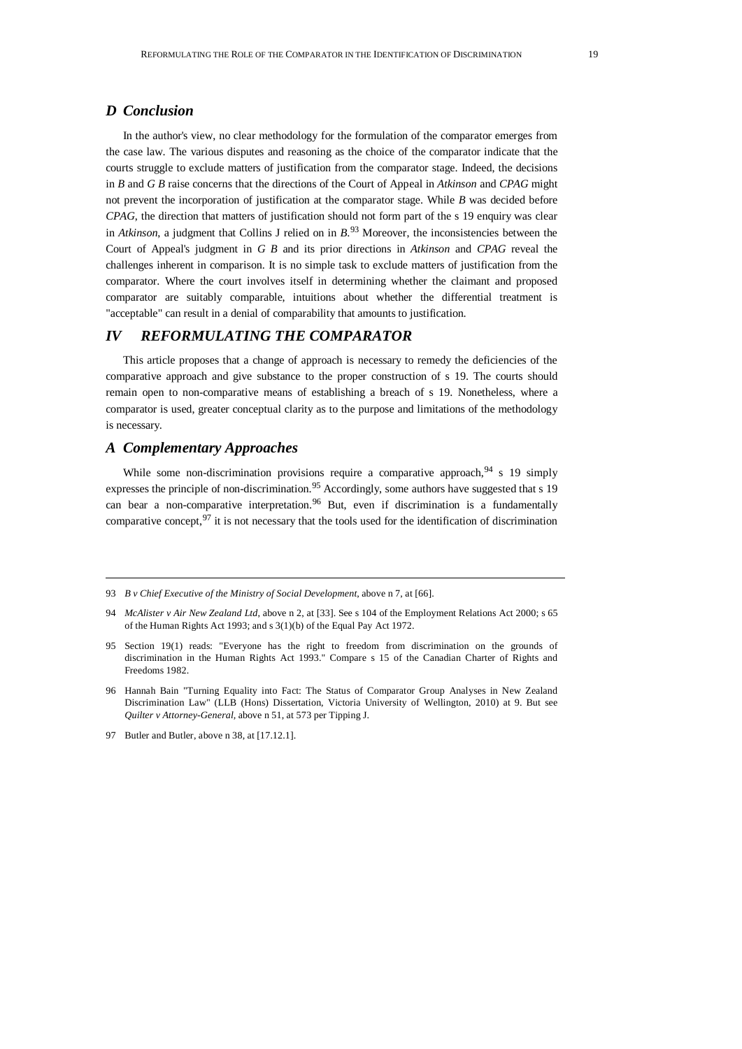### *D Conclusion*

In the author's view, no clear methodology for the formulation of the comparator emerges from the case law. The various disputes and reasoning as the choice of the comparator indicate that the courts struggle to exclude matters of justification from the comparator stage. Indeed, the decisions in *B* and *G B* raise concerns that the directions of the Court of Appeal in *Atkinson* and *CPAG* might not prevent the incorporation of justification at the comparator stage. While *B* was decided before *CPAG*, the direction that matters of justification should not form part of the s 19 enquiry was clear in *Atkinson*, a judgment that Collins J relied on in *B*.[93] Moreover, the inconsistencies between the Court of Appeal's judgment in *G B* and its prior directions in *Atkinson* and *CPAG* reveal the challenges inherent in comparison. It is no simple task to exclude matters of justification from the comparator. Where the court involves itself in determining whether the claimant and proposed comparator are suitably comparable, intuitions about whether the differential treatment is "acceptable" can result in a denial of comparability that amounts to justification.

## *IV REFORMULATING THE COMPARATOR*

This article proposes that a change of approach is necessary to remedy the deficiencies of the comparative approach and give substance to the proper construction of s 19. The courts should remain open to non-comparative means of establishing a breach of s 19. Nonetheless, where a comparator is used, greater conceptual clarity as to the purpose and limitations of the methodology is necessary.

### *A Complementary Approaches*

While some non-discrimination provisions require a comparative approach,[94] s 19 simply expresses the principle of non-discrimination.[95] Accordingly, some authors have suggested that s 19 can bear a non-comparative interpretation.[96] But, even if discrimination is a fundamentally comparative concept,[97] it is not necessary that the tools used for the identification of discrimination

---

93 *B v Chief Executive of the Ministry of Social Development*, above n 7, at [66].

94 *McAlister v Air New Zealand Ltd*, above n 2, at [33]. See s 104 of the Employment Relations Act 2000; s 65 of the Human Rights Act 1993; and s 3(1)(b) of the Equal Pay Act 1972.

95 Section 19(1) reads: "Everyone has the right to freedom from discrimination on the grounds of discrimination in the Human Rights Act 1993." Compare s 15 of the Canadian Charter of Rights and Freedoms 1982.

96 Hannah Bain "Turning Equality into Fact: The Status of Comparator Group Analyses in New Zealand Discrimination Law" (LLB (Hons) Dissertation, Victoria University of Wellington, 2010) at 9. But see *Quilter v Attorney-General*, above n 51, at 573 per Tipping J.

97 Butler and Butler, above n 38, at [17.12.1].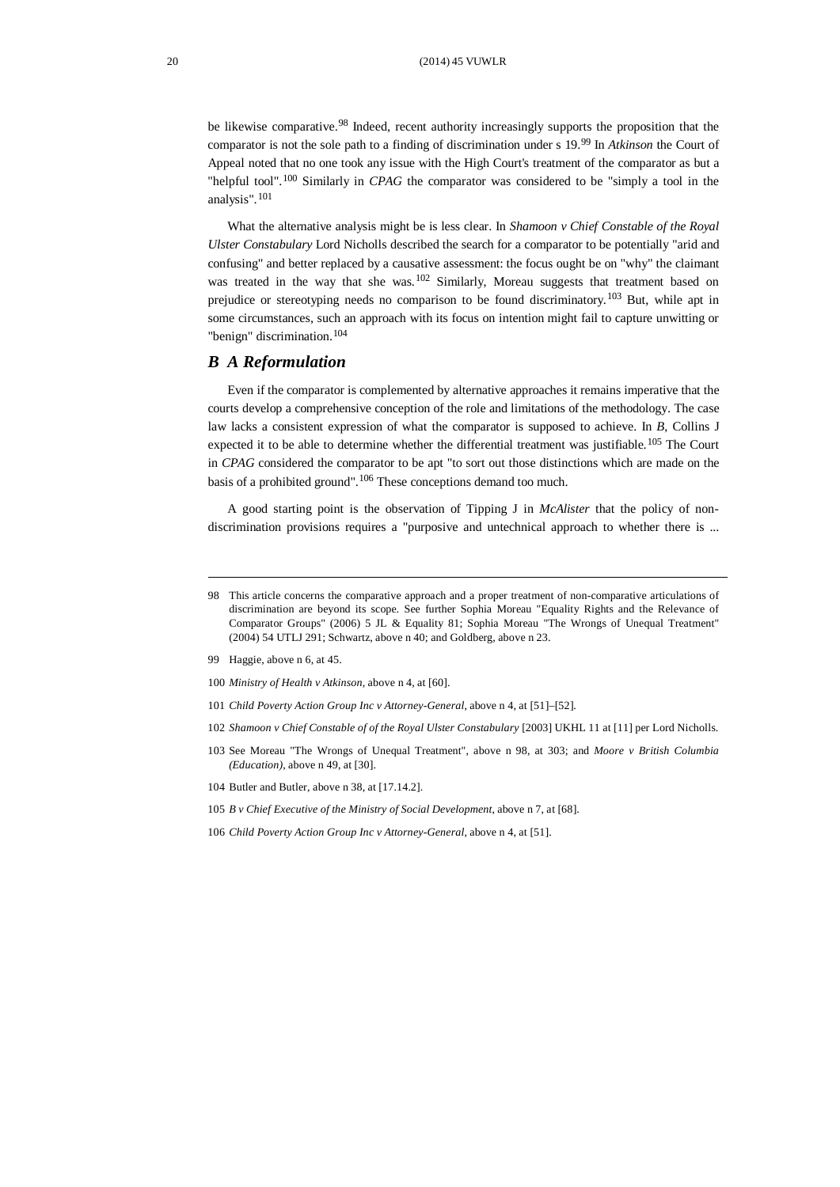be likewise comparative.[98] Indeed, recent authority increasingly supports the proposition that the comparator is not the sole path to a finding of discrimination under s 19.[99] In *Atkinson* the Court of Appeal noted that no one took any issue with the High Court's treatment of the comparator as but a "helpful tool".[100] Similarly in *CPAG* the comparator was considered to be "simply a tool in the analysis".[101]

What the alternative analysis might be is less clear. In *Shamoon v Chief Constable of the Royal Ulster Constabulary* Lord Nicholls described the search for a comparator to be potentially "arid and confusing" and better replaced by a causative assessment: the focus ought be on "why" the claimant was treated in the way that she was.[102] Similarly, Moreau suggests that treatment based on prejudice or stereotyping needs no comparison to be found discriminatory.[103] But, while apt in some circumstances, such an approach with its focus on intention might fail to capture unwitting or "benign" discrimination.[104]

## *B A Reformulation*

Even if the comparator is complemented by alternative approaches it remains imperative that the courts develop a comprehensive conception of the role and limitations of the methodology. The case law lacks a consistent expression of what the comparator is supposed to achieve. In *B*, Collins J expected it to be able to determine whether the differential treatment was justifiable.[105] The Court in *CPAG* considered the comparator to be apt "to sort out those distinctions which are made on the basis of a prohibited ground".[106] These conceptions demand too much.

A good starting point is the observation of Tipping J in *McAlister* that the policy of non-discrimination provisions requires a "purposive and untechnical approach to whether there is ...

---

98 This article concerns the comparative approach and a proper treatment of non-comparative articulations of discrimination are beyond its scope. See further Sophia Moreau "Equality Rights and the Relevance of Comparator Groups" (2006) 5 JL & Equality 81; Sophia Moreau "The Wrongs of Unequal Treatment" (2004) 54 UTLJ 291; Schwartz, above n 40; and Goldberg, above n 23.

99 Haggie, above n 6, at 45.

100 *Ministry of Health v Atkinson*, above n 4, at [60].

101 *Child Poverty Action Group Inc v Attorney-General*, above n 4, at [51]–[52].

102 *Shamoon v Chief Constable of of the Royal Ulster Constabulary* [2003] UKHL 11 at [11] per Lord Nicholls.

103 See Moreau "The Wrongs of Unequal Treatment", above n 98, at 303; and *Moore v British Columbia (Education)*, above n 49, at [30].

104 Butler and Butler, above n 38, at [17.14.2].

105 *B v Chief Executive of the Ministry of Social Development*, above n 7, at [68].

106 *Child Poverty Action Group Inc v Attorney-General*, above n 4, at [51].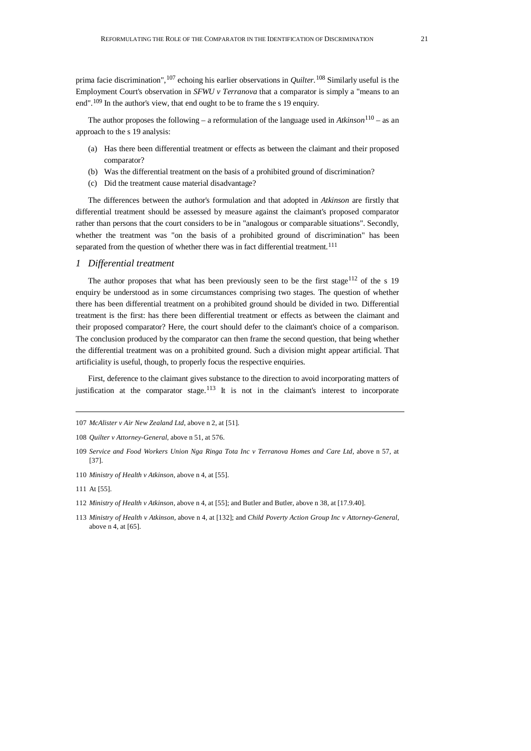prima facie discrimination",[107] echoing his earlier observations in *Quilter*.[108] Similarly useful is the Employment Court's observation in *SFWU v Terranova* that a comparator is simply a "means to an end".[109] In the author's view, that end ought to be to frame the s 19 enquiry.

The author proposes the following – a reformulation of the language used in *Atkinson*[110] – as an approach to the s 19 analysis:

(a) Has there been differential treatment or effects as between the claimant and their proposed comparator?

(b) Was the differential treatment on the basis of a prohibited ground of discrimination?

(c) Did the treatment cause material disadvantage?

The differences between the author's formulation and that adopted in *Atkinson* are firstly that differential treatment should be assessed by measure against the claimant's proposed comparator rather than persons that the court considers to be in "analogous or comparable situations". Secondly, whether the treatment was "on the basis of a prohibited ground of discrimination" has been separated from the question of whether there was in fact differential treatment.[111]

### *1 Differential treatment*

The author proposes that what has been previously seen to be the first stage[112] of the s 19 enquiry be understood as in some circumstances comprising two stages. The question of whether there has been differential treatment on a prohibited ground should be divided in two. Differential treatment is the first: has there been differential treatment or effects as between the claimant and their proposed comparator? Here, the court should defer to the claimant's choice of a comparison. The conclusion produced by the comparator can then frame the second question, that being whether the differential treatment was on a prohibited ground. Such a division might appear artificial. That artificiality is useful, though, to properly focus the respective enquiries.

First, deference to the claimant gives substance to the direction to avoid incorporating matters of justification at the comparator stage.[113] It is not in the claimant's interest to incorporate

---

107 *McAlister v Air New Zealand Ltd*, above n 2, at [51].

108 *Quilter v Attorney-General*, above n 51, at 576.

109 *Service and Food Workers Union Nga Ringa Tota Inc v Terranova Homes and Care Ltd*, above n 57, at [37].

110 *Ministry of Health v Atkinson*, above n 4, at [55].

111 At [55].

112 *Ministry of Health v Atkinson*, above n 4, at [55]; and Butler and Butler, above n 38, at [17.9.40].

113 *Ministry of Health v Atkinson*, above n 4, at [132]; and *Child Poverty Action Group Inc v Attorney-General*, above n 4, at [65].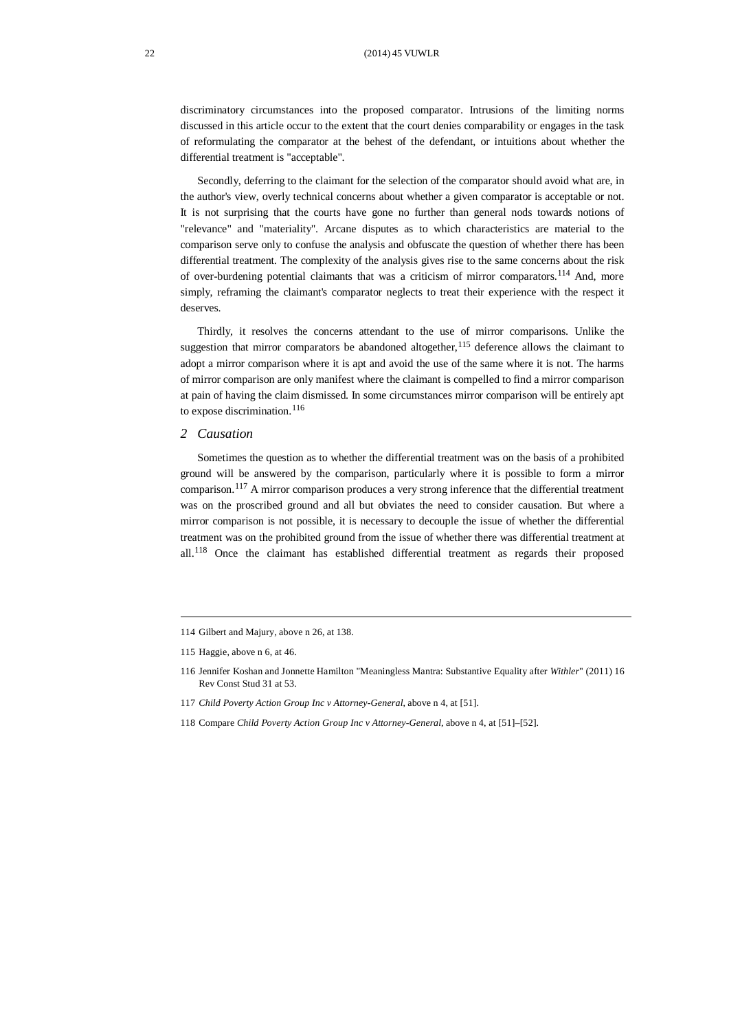discriminatory circumstances into the proposed comparator. Intrusions of the limiting norms discussed in this article occur to the extent that the court denies comparability or engages in the task of reformulating the comparator at the behest of the defendant, or intuitions about whether the differential treatment is "acceptable".

Secondly, deferring to the claimant for the selection of the comparator should avoid what are, in the author's view, overly technical concerns about whether a given comparator is acceptable or not. It is not surprising that the courts have gone no further than general nods towards notions of "relevance" and "materiality". Arcane disputes as to which characteristics are material to the comparison serve only to confuse the analysis and obfuscate the question of whether there has been differential treatment. The complexity of the analysis gives rise to the same concerns about the risk of over-burdening potential claimants that was a criticism of mirror comparators.[114] And, more simply, reframing the claimant's comparator neglects to treat their experience with the respect it deserves.

Thirdly, it resolves the concerns attendant to the use of mirror comparisons. Unlike the suggestion that mirror comparators be abandoned altogether,[115] deference allows the claimant to adopt a mirror comparison where it is apt and avoid the use of the same where it is not. The harms of mirror comparison are only manifest where the claimant is compelled to find a mirror comparison at pain of having the claim dismissed. In some circumstances mirror comparison will be entirely apt to expose discrimination.[116]

### *2 Causation*

Sometimes the question as to whether the differential treatment was on the basis of a prohibited ground will be answered by the comparison, particularly where it is possible to form a mirror comparison.[117] A mirror comparison produces a very strong inference that the differential treatment was on the proscribed ground and all but obviates the need to consider causation. But where a mirror comparison is not possible, it is necessary to decouple the issue of whether the differential treatment was on the prohibited ground from the issue of whether there was differential treatment at all.[118] Once the claimant has established differential treatment as regards their proposed

---

114 Gilbert and Majury, above n 26, at 138.

115 Haggie, above n 6, at 46.

116 Jennifer Koshan and Jonnette Hamilton "Meaningless Mantra: Substantive Equality after *Withler*" (2011) 16 Rev Const Stud 31 at 53.

117 *Child Poverty Action Group Inc v Attorney-General*, above n 4, at [51].

118 Compare *Child Poverty Action Group Inc v Attorney-General*, above n 4, at [51]–[52].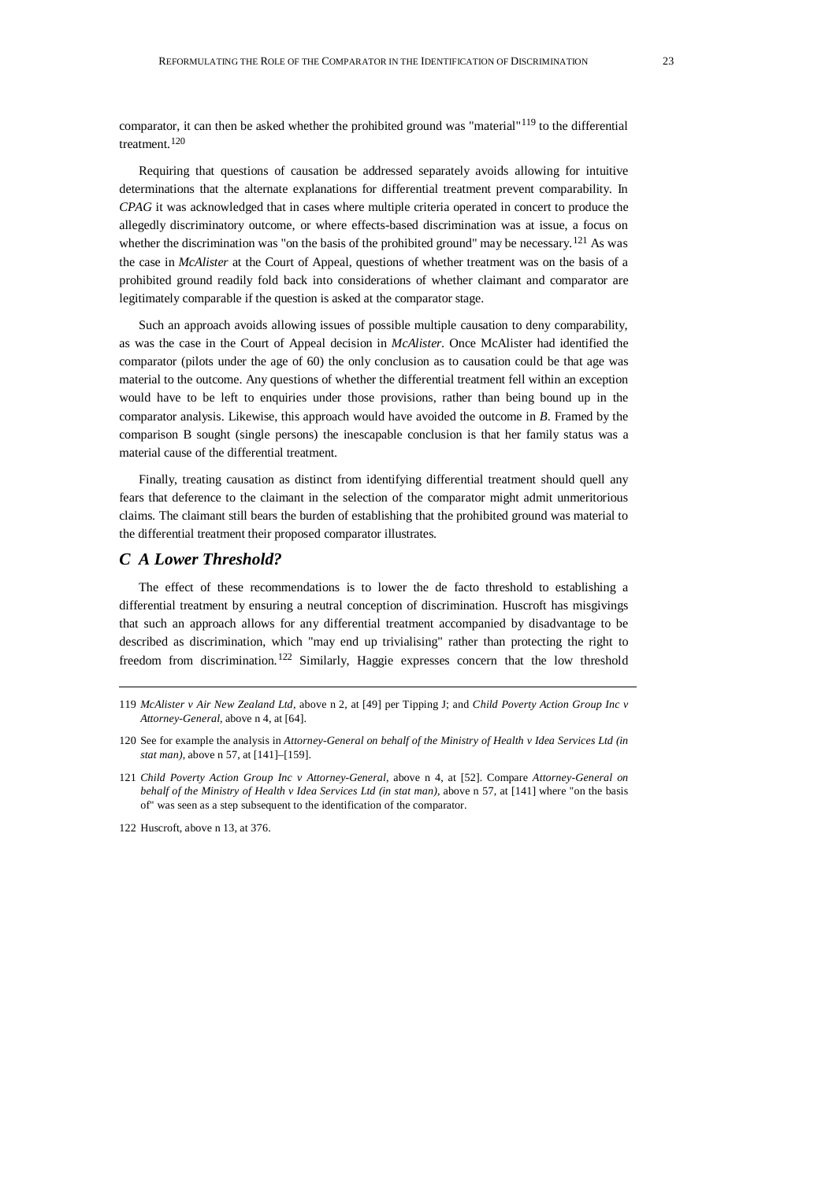comparator, it can then be asked whether the prohibited ground was "material"[119] to the differential treatment.[120]

Requiring that questions of causation be addressed separately avoids allowing for intuitive determinations that the alternate explanations for differential treatment prevent comparability. In *CPAG* it was acknowledged that in cases where multiple criteria operated in concert to produce the allegedly discriminatory outcome, or where effects-based discrimination was at issue, a focus on whether the discrimination was "on the basis of the prohibited ground" may be necessary.[121] As was the case in *McAlister* at the Court of Appeal, questions of whether treatment was on the basis of a prohibited ground readily fold back into considerations of whether claimant and comparator are legitimately comparable if the question is asked at the comparator stage.

Such an approach avoids allowing issues of possible multiple causation to deny comparability, as was the case in the Court of Appeal decision in *McAlister*. Once McAlister had identified the comparator (pilots under the age of 60) the only conclusion as to causation could be that age was material to the outcome. Any questions of whether the differential treatment fell within an exception would have to be left to enquiries under those provisions, rather than being bound up in the comparator analysis. Likewise, this approach would have avoided the outcome in *B*. Framed by the comparison B sought (single persons) the inescapable conclusion is that her family status was a material cause of the differential treatment.

Finally, treating causation as distinct from identifying differential treatment should quell any fears that deference to the claimant in the selection of the comparator might admit unmeritorious claims. The claimant still bears the burden of establishing that the prohibited ground was material to the differential treatment their proposed comparator illustrates.

### *C A Lower Threshold?*

The effect of these recommendations is to lower the de facto threshold to establishing a differential treatment by ensuring a neutral conception of discrimination. Huscroft has misgivings that such an approach allows for any differential treatment accompanied by disadvantage to be described as discrimination, which "may end up trivialising" rather than protecting the right to freedom from discrimination.[122] Similarly, Haggie expresses concern that the low threshold

---

119 *McAlister v Air New Zealand Ltd*, above n 2, at [49] per Tipping J; and *Child Poverty Action Group Inc v Attorney-General*, above n 4, at [64].

120 See for example the analysis in *Attorney-General on behalf of the Ministry of Health v Idea Services Ltd (in stat man)*, above n 57, at [141]–[159].

121 *Child Poverty Action Group Inc v Attorney-General*, above n 4, at [52]. Compare *Attorney-General on behalf of the Ministry of Health v Idea Services Ltd (in stat man)*, above n 57, at [141] where "on the basis of" was seen as a step subsequent to the identification of the comparator.

122 Huscroft, above n 13, at 376.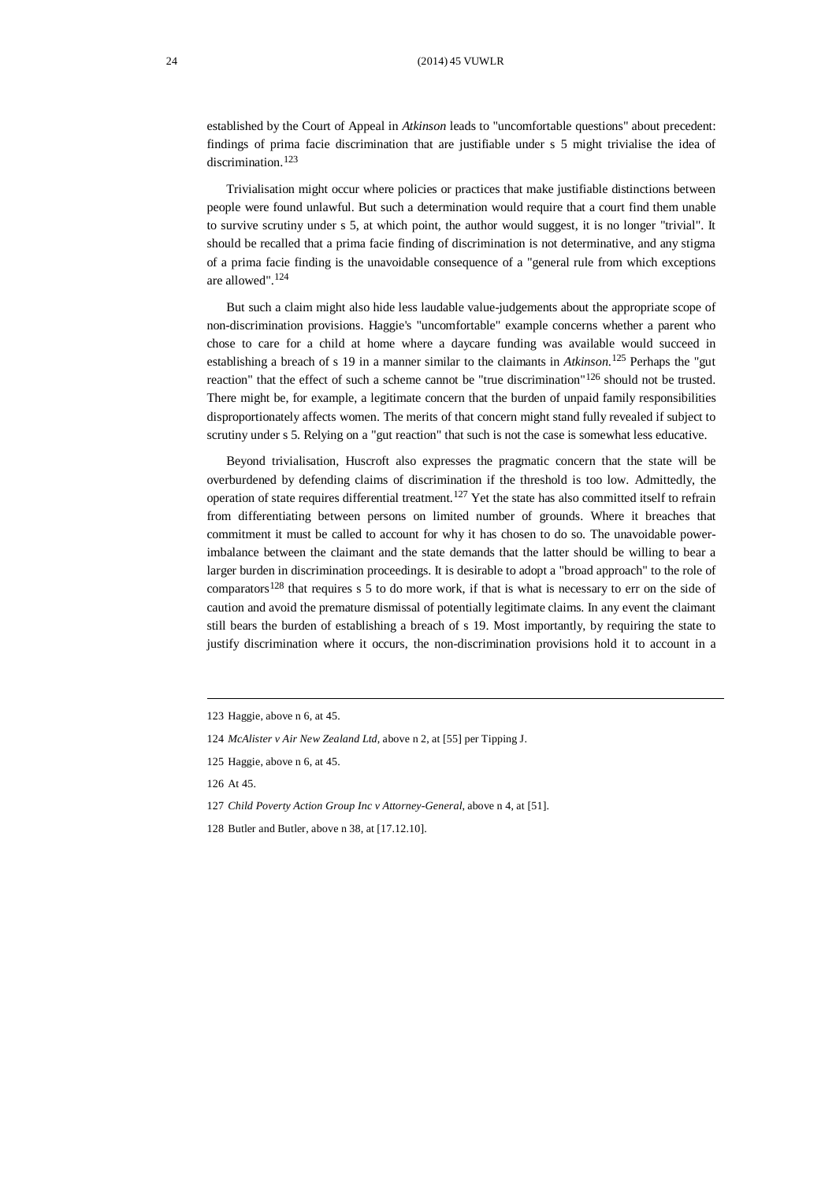established by the Court of Appeal in *Atkinson* leads to "uncomfortable questions" about precedent: findings of prima facie discrimination that are justifiable under s 5 might trivialise the idea of discrimination.[123]

Trivialisation might occur where policies or practices that make justifiable distinctions between people were found unlawful. But such a determination would require that a court find them unable to survive scrutiny under s 5, at which point, the author would suggest, it is no longer "trivial". It should be recalled that a prima facie finding of discrimination is not determinative, and any stigma of a prima facie finding is the unavoidable consequence of a "general rule from which exceptions are allowed".[124]

But such a claim might also hide less laudable value-judgements about the appropriate scope of non-discrimination provisions. Haggie's "uncomfortable" example concerns whether a parent who chose to care for a child at home where a daycare funding was available would succeed in establishing a breach of s 19 in a manner similar to the claimants in *Atkinson*.[125] Perhaps the "gut reaction" that the effect of such a scheme cannot be "true discrimination"[126] should not be trusted. There might be, for example, a legitimate concern that the burden of unpaid family responsibilities disproportionately affects women. The merits of that concern might stand fully revealed if subject to scrutiny under s 5. Relying on a "gut reaction" that such is not the case is somewhat less educative.

Beyond trivialisation, Huscroft also expresses the pragmatic concern that the state will be overburdened by defending claims of discrimination if the threshold is too low. Admittedly, the operation of state requires differential treatment.[127] Yet the state has also committed itself to refrain from differentiating between persons on limited number of grounds. Where it breaches that commitment it must be called to account for why it has chosen to do so. The unavoidable power-imbalance between the claimant and the state demands that the latter should be willing to bear a larger burden in discrimination proceedings. It is desirable to adopt a "broad approach" to the role of comparators[128] that requires s 5 to do more work, if that is what is necessary to err on the side of caution and avoid the premature dismissal of potentially legitimate claims. In any event the claimant still bears the burden of establishing a breach of s 19. Most importantly, by requiring the state to justify discrimination where it occurs, the non-discrimination provisions hold it to account in a

---

123 Haggie, above n 6, at 45.

124 *McAlister v Air New Zealand Ltd*, above n 2, at [55] per Tipping J.

125 Haggie, above n 6, at 45.

126 At 45.

127 *Child Poverty Action Group Inc v Attorney-General*, above n 4, at [51].

128 Butler and Butler, above n 38, at [17.12.10].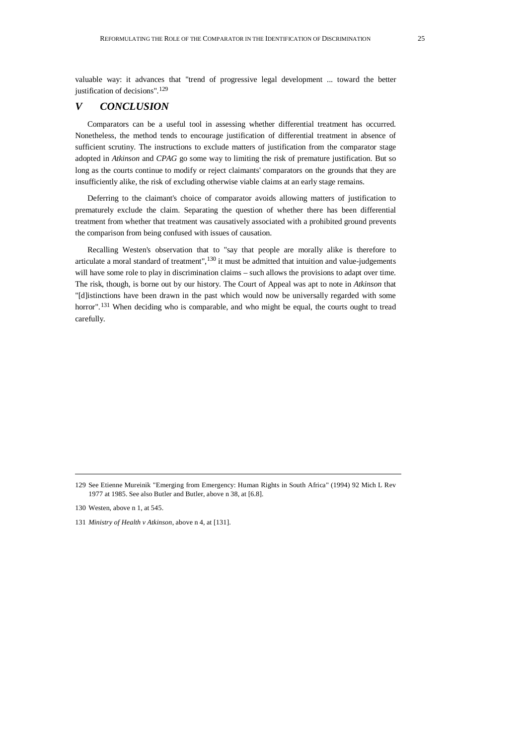valuable way: it advances that "trend of progressive legal development ... toward the better justification of decisions".[129]

## *V CONCLUSION*

Comparators can be a useful tool in assessing whether differential treatment has occurred. Nonetheless, the method tends to encourage justification of differential treatment in absence of sufficient scrutiny. The instructions to exclude matters of justification from the comparator stage adopted in *Atkinson* and *CPAG* go some way to limiting the risk of premature justification. But so long as the courts continue to modify or reject claimants' comparators on the grounds that they are insufficiently alike, the risk of excluding otherwise viable claims at an early stage remains.

Deferring to the claimant's choice of comparator avoids allowing matters of justification to prematurely exclude the claim. Separating the question of whether there has been differential treatment from whether that treatment was causatively associated with a prohibited ground prevents the comparison from being confused with issues of causation.

Recalling Westen's observation that to "say that people are morally alike is therefore to articulate a moral standard of treatment",[130] it must be admitted that intuition and value-judgements will have some role to play in discrimination claims – such allows the provisions to adapt over time. The risk, though, is borne out by our history. The Court of Appeal was apt to note in *Atkinson* that "[d]istinctions have been drawn in the past which would now be universally regarded with some horror".[131] When deciding who is comparable, and who might be equal, the courts ought to tread carefully.

---

129 See Etienne Mureinik "Emerging from Emergency: Human Rights in South Africa" (1994) 92 Mich L Rev 1977 at 1985. See also Butler and Butler, above n 38, at [6.8].

130 Westen, above n 1, at 545.

131 *Ministry of Health v Atkinson*, above n 4, at [131].